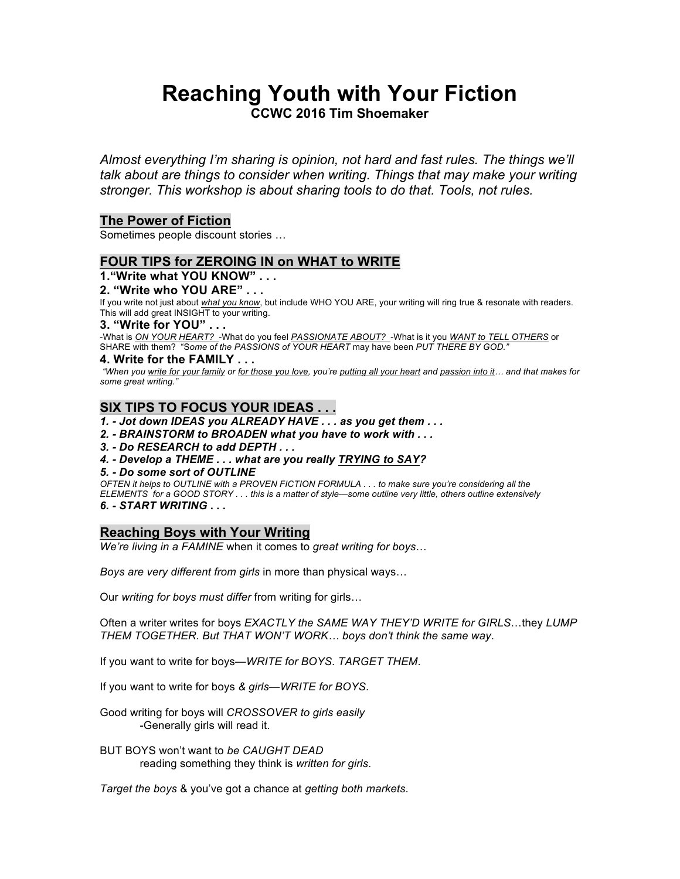# Reaching Youth with Your Fiction

**CCWC 2016 Tim Shoemaker**

*Almost everything I'm sharing is opinion, not hard and fast rules. The things we'll talk about are things to consider when writing. Things that may make your writing stronger. This workshop is about sharing tools to do that. Tools, not rules.*

## The Power of Fiction

Sometimes people discount stories …

## FOUR TIPS for ZEROING IN on WHAT to WRITE

**1."Write what YOU KNOW" . . .**

**2. "Write who YOU ARE" . . .**

If you write not just about ***what you know***, but include WHO YOU ARE, your writing will ring true & resonate with readers. This will add great INSIGHT to your writing.

**3. "Write for YOU" . . .**

-What is ***ON YOUR HEART?*** -What do you feel ***PASSIONATE ABOUT?*** -What is it you ***WANT to TELL OTHERS*** or SHARE with them? *"Some of the PASSIONS of YOUR HEART may have been PUT THERE BY GOD."*

**4. Write for the FAMILY . . .**

*"When you write for your family or for those you love, you're putting all your heart and passion into it… and that makes for some great writing."*

## SIX TIPS TO FOCUS YOUR IDEAS . . .

***1. - Jot down IDEAS you ALREADY HAVE . . . as you get them . . .***

***2. - BRAINSTORM to BROADEN what you have to work with . . .***

***3. - Do RESEARCH to add DEPTH . . .***

***4. - Develop a THEME . . . what are you really TRYING to SAY?***

***5. - Do some sort of OUTLINE***

*OFTEN it helps to OUTLINE with a PROVEN FICTION FORMULA . . . to make sure you're considering all the ELEMENTS for a GOOD STORY . . . this is a matter of style—some outline very little, others outline extensively*

***6. - START WRITING . . .***

## Reaching Boys with Your Writing

*We're living in a FAMINE* when it comes to *great writing for boys*…

*Boys are very different from girls* in more than physical ways…

Our *writing for boys must differ* from writing for girls…

Often a writer writes for boys *EXACTLY the SAME WAY THEY'D WRITE for GIRLS*…they *LUMP THEM TOGETHER. But THAT WON'T WORK… boys don't think the same way*.

If you want to write for boys—*WRITE for BOYS*. *TARGET THEM*.

If you want to write for boys *& girls—WRITE for BOYS*.

Good writing for boys will *CROSSOVER to girls easily*
-Generally girls will read it.

BUT BOYS won't want to *be CAUGHT DEAD*
reading something they think is *written for girls*.

*Target the boys* & you've got a chance at *getting both markets*.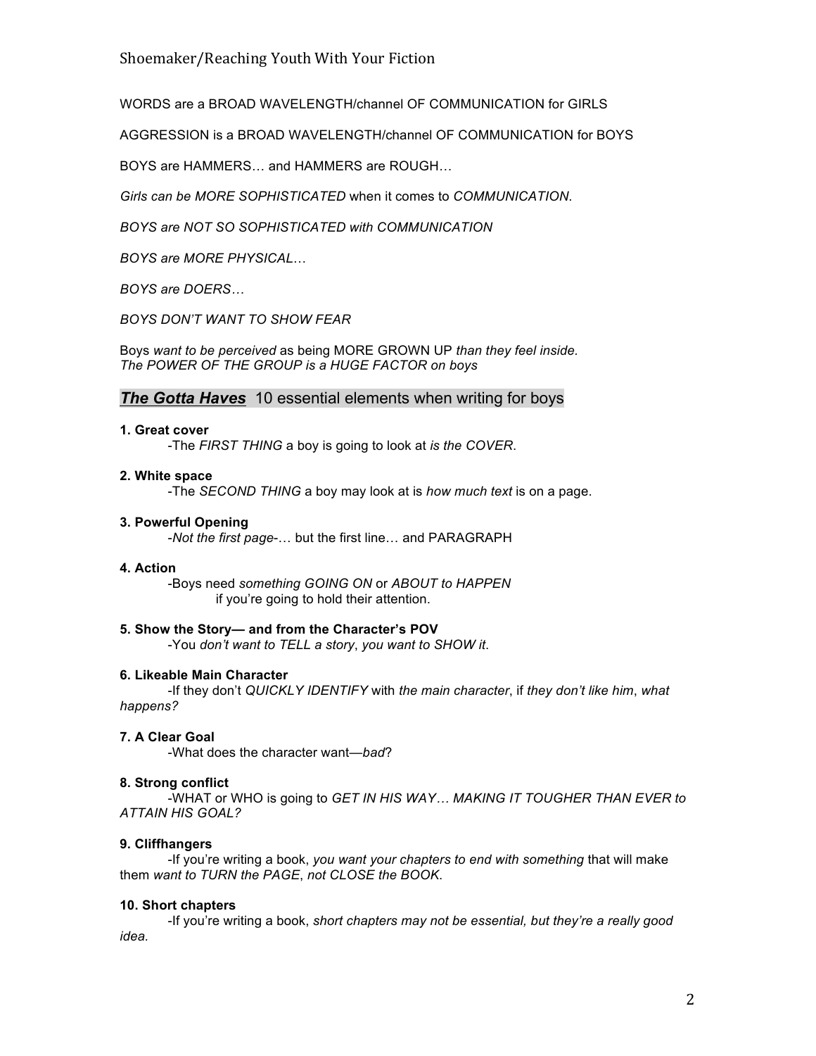WORDS are a BROAD WAVELENGTH/channel OF COMMUNICATION for GIRLS

AGGRESSION is a BROAD WAVELENGTH/channel OF COMMUNICATION for BOYS

BOYS are HAMMERS… and HAMMERS are ROUGH…

*Girls can be MORE SOPHISTICATED* when it comes to *COMMUNICATION*.

*BOYS are NOT SO SOPHISTICATED with COMMUNICATION*

*BOYS are MORE PHYSICAL…*

*BOYS are DOERS…*

*BOYS DON'T WANT TO SHOW FEAR*

Boys *want to be perceived* as being MORE GROWN UP *than they feel inside.*
*The POWER OF THE GROUP is a HUGE FACTOR on boys*

## ***The Gotta Haves*** 10 essential elements when writing for boys

**1. Great cover**

-The *FIRST THING* a boy is going to look at *is the COVER*.

**2. White space**

-The *SECOND THING* a boy may look at is *how much text* is on a page.

**3. Powerful Opening**

-*Not the first page*-… but the first line… and PARAGRAPH

**4. Action**

-Boys need *something GOING ON* or *ABOUT to HAPPEN* if you're going to hold their attention.

**5. Show the Story— and from the Character's POV**

-You *don't want to TELL a story*, *you want to SHOW it*.

**6. Likeable Main Character**

-If they don't *QUICKLY IDENTIFY* with *the main character*, if *they don't like him*, *what happens?*

**7. A Clear Goal**

-What does the character want—*bad*?

**8. Strong conflict**

-WHAT or WHO is going to *GET IN HIS WAY… MAKING IT TOUGHER THAN EVER to ATTAIN HIS GOAL?*

**9. Cliffhangers**

-If you're writing a book, *you want your chapters to end with something* that will make them *want to TURN the PAGE*, *not CLOSE the BOOK*.

**10. Short chapters**

-If you're writing a book, *short chapters may not be essential, but they're a really good idea.*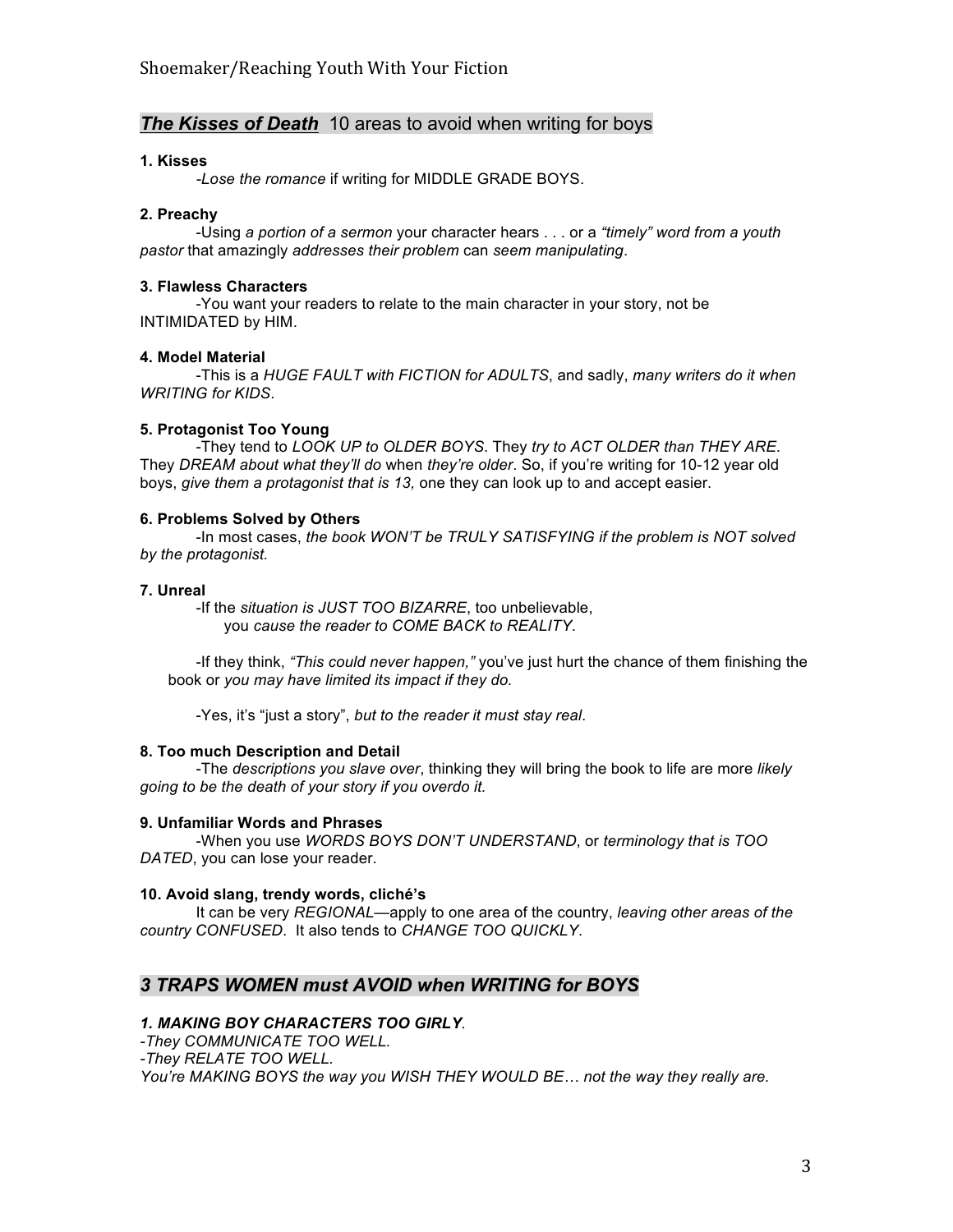## ***The Kisses of Death*** 10 areas to avoid when writing for boys

**1. Kisses**

-*Lose the romance* if writing for MIDDLE GRADE BOYS.

**2. Preachy**

-Using *a portion of a sermon* your character hears . . . or a *"timely" word from a youth pastor* that amazingly *addresses their problem* can *seem manipulating*.

**3. Flawless Characters**

-You want your readers to relate to the main character in your story, not be INTIMIDATED by HIM.

**4. Model Material**

-This is a *HUGE FAULT with FICTION for ADULTS*, and sadly, *many writers do it when WRITING for KIDS*.

**5. Protagonist Too Young**

-They tend to *LOOK UP to OLDER BOYS*. They *try to ACT OLDER than THEY ARE*. They *DREAM about what they'll do* when *they're older*. So, if you're writing for 10-12 year old boys, *give them a protagonist that is 13,* one they can look up to and accept easier.

**6. Problems Solved by Others**

-In most cases, *the book WON'T be TRULY SATISFYING if the problem is NOT solved by the protagonist.*

**7. Unreal**

-If the *situation is JUST TOO BIZARRE*, too unbelievable, you *cause the reader to COME BACK to REALITY*.

-If they think, *"This could never happen,"* you've just hurt the chance of them finishing the book or *you may have limited its impact if they do.*

-Yes, it's "just a story", *but to the reader it must stay real*.

**8. Too much Description and Detail**

-The *descriptions you slave over*, thinking they will bring the book to life are more *likely going to be the death of your story if you overdo it.*

**9. Unfamiliar Words and Phrases**

-When you use *WORDS BOYS DON'T UNDERSTAND*, or *terminology that is TOO DATED*, you can lose your reader.

**10. Avoid slang, trendy words, cliché's**

It can be very *REGIONAL*—apply to one area of the country, *leaving other areas of the country CONFUSED*. It also tends to *CHANGE TOO QUICKLY*.

## ***3 TRAPS WOMEN must AVOID when WRITING for BOYS***

***1. MAKING BOY CHARACTERS TOO GIRLY***.

*-They COMMUNICATE TOO WELL.*

*-They RELATE TOO WELL.*

*You're MAKING BOYS the way you WISH THEY WOULD BE… not the way they really are.*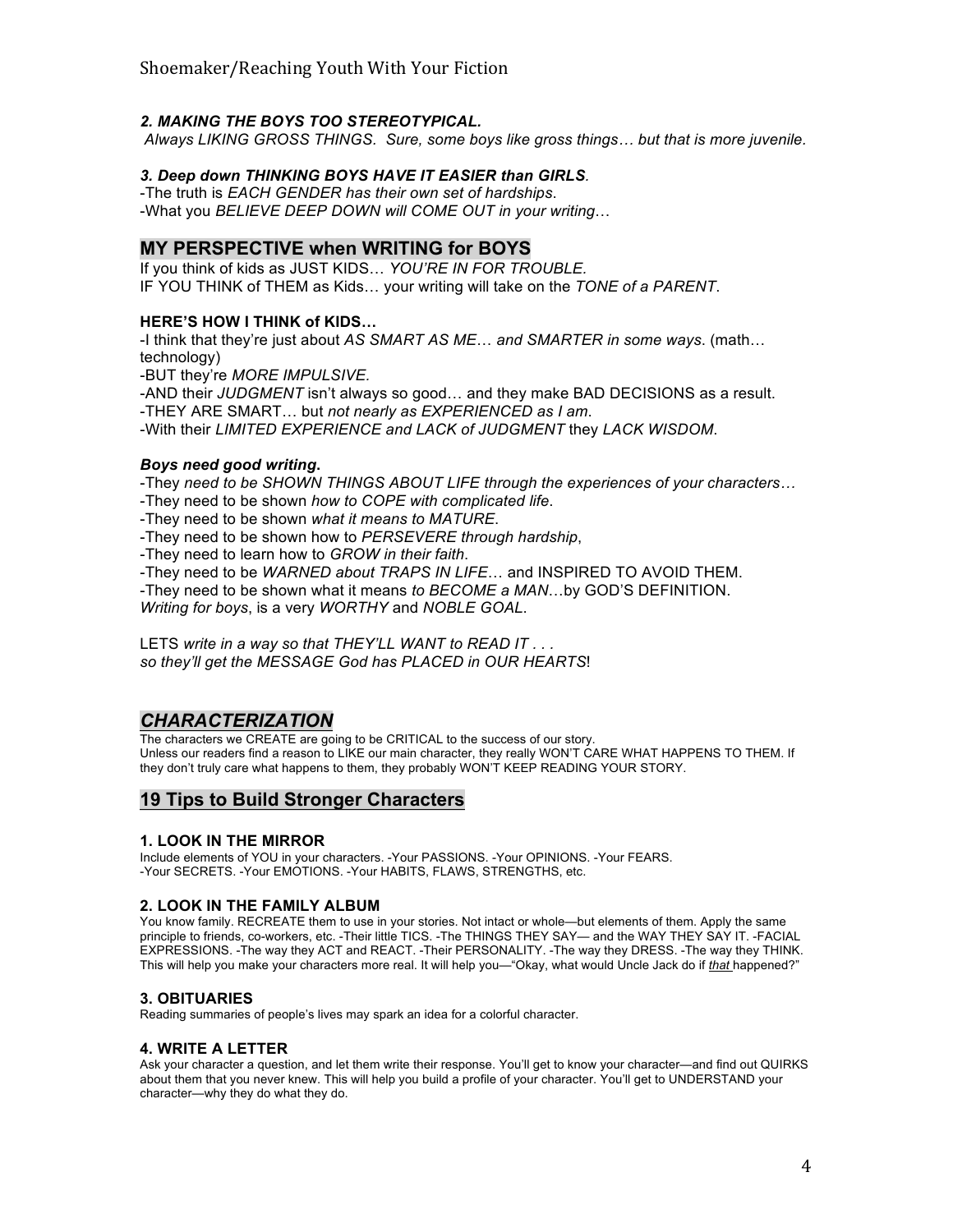### *2. MAKING THE BOYS TOO STEREOTYPICAL.*

*Always LIKING GROSS THINGS. Sure, some boys like gross things… but that is more juvenile.*

### *3. Deep down THINKING BOYS HAVE IT EASIER than GIRLS.*

-The truth is *EACH GENDER has their own set of hardships*.
-What you *BELIEVE DEEP DOWN will COME OUT in your writing*…

## MY PERSPECTIVE when WRITING for BOYS

If you think of kids as JUST KIDS… *YOU'RE IN FOR TROUBLE.*
IF YOU THINK of THEM as Kids… your writing will take on the *TONE of a PARENT*.

**HERE'S HOW I THINK of KIDS…**

-I think that they're just about *AS SMART AS ME… and SMARTER in some ways*. (math… technology)
-BUT they're *MORE IMPULSIVE.*
-AND their *JUDGMENT* isn't always so good… and they make BAD DECISIONS as a result.
-THEY ARE SMART… but *not nearly as EXPERIENCED as I am*.
-With their *LIMITED EXPERIENCE and LACK of JUDGMENT* they *LACK WISDOM*.

***Boys need good writing.***

-They *need to be SHOWN THINGS ABOUT LIFE through the experiences of your characters…*
-They need to be shown *how to COPE with complicated life*.
-They need to be shown *what it means to MATURE*.
-They need to be shown how to *PERSEVERE through hardship*,
-They need to learn how to *GROW in their faith*.
-They need to be *WARNED about TRAPS IN LIFE…* and INSPIRED TO AVOID THEM.
-They need to be shown what it means *to BECOME a MAN…*by GOD'S DEFINITION.
*Writing for boys*, is a very *WORTHY* and *NOBLE GOAL*.

LETS *write in a way so that THEY'LL WANT to READ IT . . .*
*so they'll get the MESSAGE God has PLACED in OUR HEARTS*!

## *CHARACTERIZATION*

The characters we CREATE are going to be CRITICAL to the success of our story.
Unless our readers find a reason to LIKE our main character, they really WON'T CARE WHAT HAPPENS TO THEM. If they don't truly care what happens to them, they probably WON'T KEEP READING YOUR STORY.

## 19 Tips to Build Stronger Characters

### 1. LOOK IN THE MIRROR

Include elements of YOU in your characters. -Your PASSIONS. -Your OPINIONS. -Your FEARS.
-Your SECRETS. -Your EMOTIONS. -Your HABITS, FLAWS, STRENGTHS, etc.

### 2. LOOK IN THE FAMILY ALBUM

You know family. RECREATE them to use in your stories. Not intact or whole—but elements of them. Apply the same principle to friends, co-workers, etc. -Their little TICS. -The THINGS THEY SAY— and the WAY THEY SAY IT. -FACIAL EXPRESSIONS. -The way they ACT and REACT. -Their PERSONALITY. -The way they DRESS. -The way they THINK. This will help you make your characters more real. It will help you—"Okay, what would Uncle Jack do if ***that*** happened?"

### 3. OBITUARIES

Reading summaries of people's lives may spark an idea for a colorful character.

### 4. WRITE A LETTER

Ask your character a question, and let them write their response. You'll get to know your character—and find out QUIRKS about them that you never knew. This will help you build a profile of your character. You'll get to UNDERSTAND your character—why they do what they do.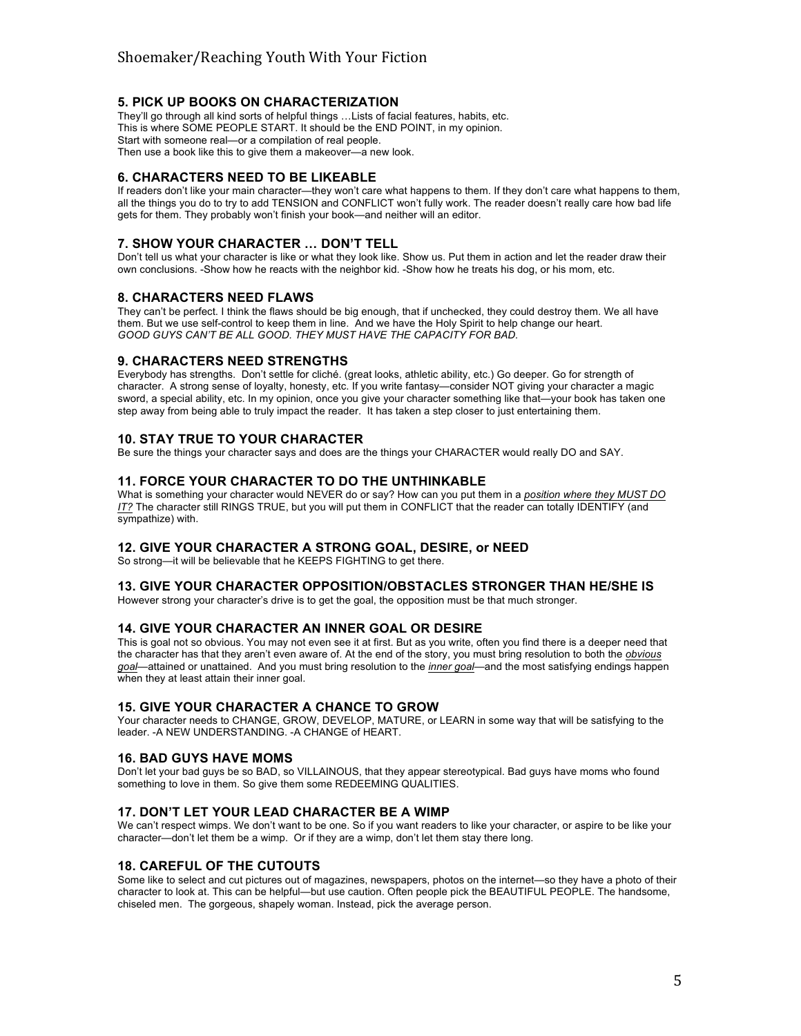### 5. PICK UP BOOKS ON CHARACTERIZATION

They'll go through all kind sorts of helpful things …Lists of facial features, habits, etc.
This is where SOME PEOPLE START. It should be the END POINT, in my opinion.
Start with someone real—or a compilation of real people.
Then use a book like this to give them a makeover—a new look.

### 6. CHARACTERS NEED TO BE LIKEABLE

If readers don't like your main character—they won't care what happens to them. If they don't care what happens to them, all the things you do to try to add TENSION and CONFLICT won't fully work. The reader doesn't really care how bad life gets for them. They probably won't finish your book—and neither will an editor.

### 7. SHOW YOUR CHARACTER … DON'T TELL

Don't tell us what your character is like or what they look like. Show us. Put them in action and let the reader draw their own conclusions. -Show how he reacts with the neighbor kid. -Show how he treats his dog, or his mom, etc.

### 8. CHARACTERS NEED FLAWS

They can't be perfect. I think the flaws should be big enough, that if unchecked, they could destroy them. We all have them. But we use self-control to keep them in line. And we have the Holy Spirit to help change our heart.
*GOOD GUYS CAN'T BE ALL GOOD. THEY MUST HAVE THE CAPACITY FOR BAD.*

### 9. CHARACTERS NEED STRENGTHS

Everybody has strengths. Don't settle for cliché. (great looks, athletic ability, etc.) Go deeper. Go for strength of character. A strong sense of loyalty, honesty, etc. If you write fantasy—consider NOT giving your character a magic sword, a special ability, etc. In my opinion, once you give your character something like that—your book has taken one step away from being able to truly impact the reader. It has taken a step closer to just entertaining them.

### 10. STAY TRUE TO YOUR CHARACTER

Be sure the things your character says and does are the things your CHARACTER would really DO and SAY.

### 11. FORCE YOUR CHARACTER TO DO THE UNTHINKABLE

What is something your character would NEVER do or say? How can you put them in a ***position where they MUST DO IT?*** The character still RINGS TRUE, but you will put them in CONFLICT that the reader can totally IDENTIFY (and sympathize) with.

### 12. GIVE YOUR CHARACTER A STRONG GOAL, DESIRE, or NEED

So strong—it will be believable that he KEEPS FIGHTING to get there.

### 13. GIVE YOUR CHARACTER OPPOSITION/OBSTACLES STRONGER THAN HE/SHE IS

However strong your character's drive is to get the goal, the opposition must be that much stronger.

### 14. GIVE YOUR CHARACTER AN INNER GOAL OR DESIRE

This is goal not so obvious. You may not even see it at first. But as you write, often you find there is a deeper need that the character has that they aren't even aware of. At the end of the story, you must bring resolution to both the ***obvious goal***—attained or unattained. And you must bring resolution to the ***inner goal***—and the most satisfying endings happen when they at least attain their inner goal.

### 15. GIVE YOUR CHARACTER A CHANCE TO GROW

Your character needs to CHANGE, GROW, DEVELOP, MATURE, or LEARN in some way that will be satisfying to the leader. -A NEW UNDERSTANDING. -A CHANGE of HEART.

### 16. BAD GUYS HAVE MOMS

Don't let your bad guys be so BAD, so VILLAINOUS, that they appear stereotypical. Bad guys have moms who found something to love in them. So give them some REDEEMING QUALITIES.

### 17. DON'T LET YOUR LEAD CHARACTER BE A WIMP

We can't respect wimps. We don't want to be one. So if you want readers to like your character, or aspire to be like your character—don't let them be a wimp. Or if they are a wimp, don't let them stay there long.

### 18. CAREFUL OF THE CUTOUTS

Some like to select and cut pictures out of magazines, newspapers, photos on the internet—so they have a photo of their character to look at. This can be helpful—but use caution. Often people pick the BEAUTIFUL PEOPLE. The handsome, chiseled men. The gorgeous, shapely woman. Instead, pick the average person.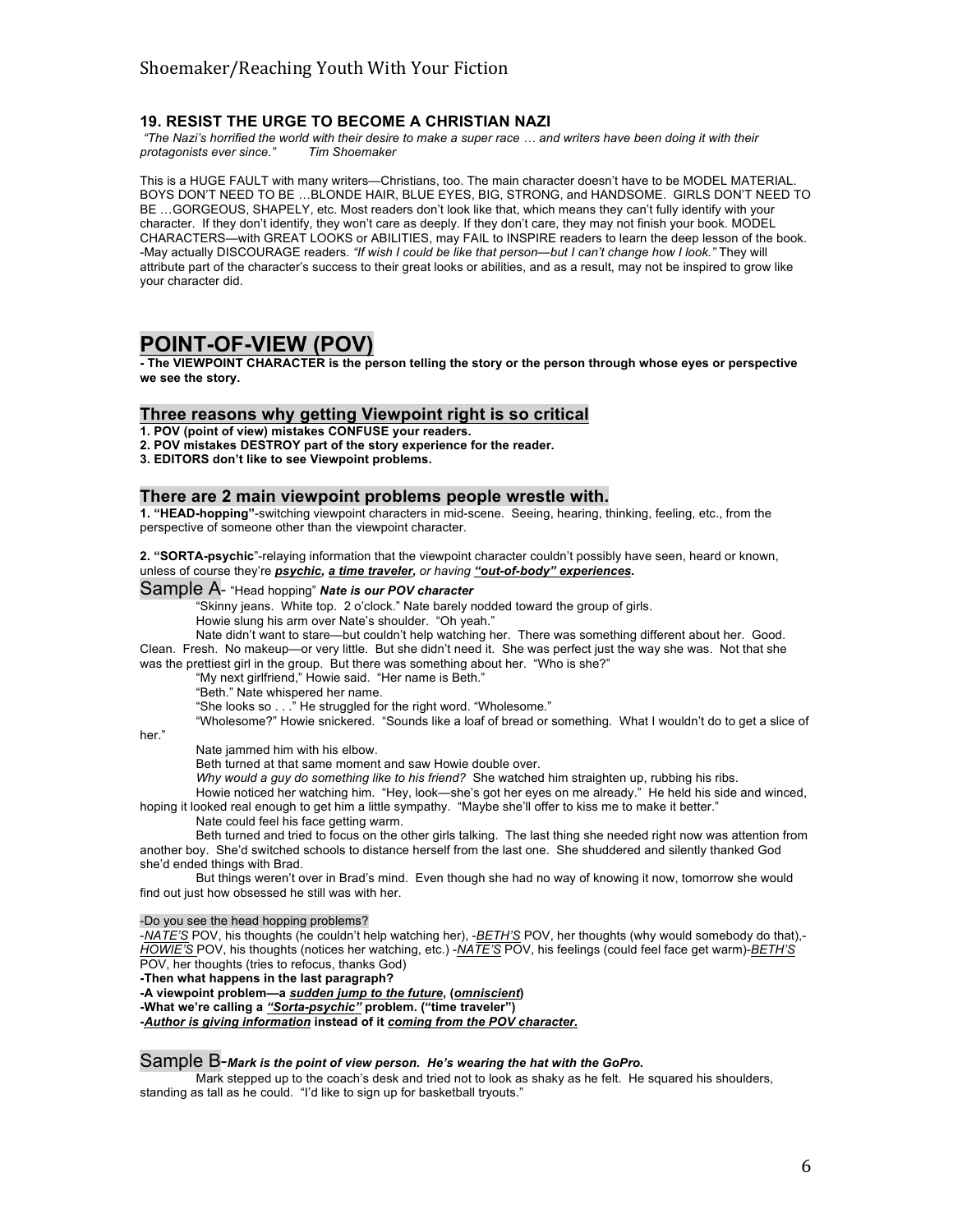### 19. RESIST THE URGE TO BECOME A CHRISTIAN NAZI

*"The Nazi's horrified the world with their desire to make a super race … and writers have been doing it with their protagonists ever since."* *Tim Shoemaker*

This is a HUGE FAULT with many writers—Christians, too. The main character doesn't have to be MODEL MATERIAL. BOYS DON'T NEED TO BE …BLONDE HAIR, BLUE EYES, BIG, STRONG, and HANDSOME. GIRLS DON'T NEED TO BE …GORGEOUS, SHAPELY, etc. Most readers don't look like that, which means they can't fully identify with your character. If they don't identify, they won't care as deeply. If they don't care, they may not finish your book. MODEL CHARACTERS—with GREAT LOOKS or ABILITIES, may FAIL to INSPIRE readers to learn the deep lesson of the book. -May actually DISCOURAGE readers. *"If wish I could be like that person—but I can't change how I look."* They will attribute part of the character's success to their great looks or abilities, and as a result, may not be inspired to grow like your character did.

# POINT-OF-VIEW (POV)

**- The VIEWPOINT CHARACTER is the person telling the story or the person through whose eyes or perspective we see the story.**

## Three reasons why getting Viewpoint right is so critical

**1. POV (point of view) mistakes CONFUSE your readers.**
**2. POV mistakes DESTROY part of the story experience for the reader.**
**3. EDITORS don't like to see Viewpoint problems.**

## There are 2 main viewpoint problems people wrestle with.

**1. "HEAD-hopping"**-switching viewpoint characters in mid-scene. Seeing, hearing, thinking, feeling, etc., from the perspective of someone other than the viewpoint character.

**2. "SORTA-psychic**"-relaying information that the viewpoint character couldn't possibly have seen, heard or known, unless of course they're ***psychic, a time traveler,*** *or having* ***"out-of-body" experiences.***

Sample A- "Head hopping" ***Nate is our POV character***

"Skinny jeans. White top. 2 o'clock." Nate barely nodded toward the group of girls.

Howie slung his arm over Nate's shoulder. "Oh yeah."

Nate didn't want to stare—but couldn't help watching her. There was something different about her. Good. Clean. Fresh. No makeup—or very little. But she didn't need it. She was perfect just the way she was. Not that she was the prettiest girl in the group. But there was something about her. "Who is she?"

"My next girlfriend," Howie said. "Her name is Beth."

"Beth." Nate whispered her name.

"She looks so . . ." He struggled for the right word. "Wholesome."

"Wholesome?" Howie snickered. "Sounds like a loaf of bread or something. What I wouldn't do to get a slice of her."

Nate jammed him with his elbow.

Beth turned at that same moment and saw Howie double over.

*Why would a guy do something like to his friend?* She watched him straighten up, rubbing his ribs.

Howie noticed her watching him. "Hey, look—she's got her eyes on me already." He held his side and winced, hoping it looked real enough to get him a little sympathy. "Maybe she'll offer to kiss me to make it better."

Nate could feel his face getting warm.

Beth turned and tried to focus on the other girls talking. The last thing she needed right now was attention from another boy. She'd switched schools to distance herself from the last one. She shuddered and silently thanked God she'd ended things with Brad.

But things weren't over in Brad's mind. Even though she had no way of knowing it now, tomorrow she would find out just how obsessed he still was with her.

-Do you see the head hopping problems?

-*NATE'S* POV, his thoughts (he couldn't help watching her), -*BETH'S* POV, her thoughts (why would somebody do that),- *HOWIE'S* POV, his thoughts (notices her watching, etc.) -*NATE'S* POV, his feelings (could feel face get warm)-*BETH'S* POV, her thoughts (tries to refocus, thanks God)

**-Then what happens in the last paragraph?**
**-A viewpoint problem—a *sudden jump to the future*, (*omniscient*)**
**-What we're calling a *"Sorta-psychic"* problem. ("time traveler")**
**-*Author is giving information* instead of it *coming from the POV character.***

Sample B-***Mark is the point of view person. He's wearing the hat with the GoPro.***

Mark stepped up to the coach's desk and tried not to look as shaky as he felt. He squared his shoulders, standing as tall as he could. "I'd like to sign up for basketball tryouts."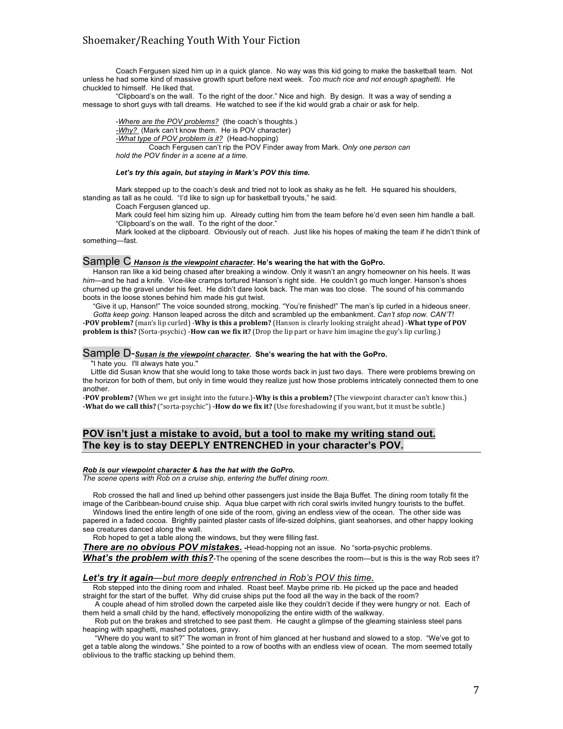Coach Fergusen sized him up in a quick glance. No way was this kid going to make the basketball team. Not unless he had some kind of massive growth spurt before next week. *Too much rice and not enough spaghetti.* He chuckled to himself. He liked that.

"Clipboard's on the wall. To the right of the door." Nice and high. By design. It was a way of sending a message to short guys with tall dreams. He watched to see if the kid would grab a chair or ask for help.

> -*Where are the POV problems?* (the coach's thoughts.)
> -*Why?* (Mark can't know them. He is POV character)
> -*What type of POV problem is it?* (Head-hopping)
> Coach Fergusen can't rip the POV Finder away from Mark. *Only one person can hold the POV finder in a scene at a time.*

***Let's try this again, but staying in Mark's POV this time.***

Mark stepped up to the coach's desk and tried not to look as shaky as he felt. He squared his shoulders, standing as tall as he could. "I'd like to sign up for basketball tryouts," he said.

Coach Fergusen glanced up.

Mark could feel him sizing him up. Already cutting him from the team before he'd even seen him handle a ball.

"Clipboard's on the wall. To the right of the door."

Mark looked at the clipboard. Obviously out of reach. Just like his hopes of making the team if he didn't think of something—fast.

## Sample C ***Hanson is the viewpoint character*. He's wearing the hat with the GoPro.**

Hanson ran like a kid being chased after breaking a window. Only it wasn't an angry homeowner on his heels. It was *him*—and he had a knife. Vice-like cramps tortured Hanson's right side. He couldn't go much longer. Hanson's shoes churned up the gravel under his feet. He didn't dare look back. The man was too close. The sound of his commando boots in the loose stones behind him made his gut twist.

"Give it up, Hanson!" The voice sounded strong, mocking. "You're finished!" The man's lip curled in a hideous sneer. *Gotta keep going.* Hanson leaped across the ditch and scrambled up the embankment. *Can't stop now. CAN'T!*
**-POV problem?** (man's lip curled) -**Why is this a problem?** (Hanson is clearly looking straight ahead) -**What type of POV problem is this?** (Sorta-psychic) -**How can we fix it?** (Drop the lip part or have him imagine the guy's lip curling.)

## Sample D-***Susan is the viewpoint character*. She's wearing the hat with the GoPro.**

"I hate you. I'll always hate you."

Little did Susan know that she would long to take those words back in just two days. There were problems brewing on the horizon for both of them, but only in time would they realize just how those problems intricately connected them to one another.

**-POV problem?** (When we get insight into the future.)**-Why is this a problem?** (The viewpoint character can't know this.)
**-What do we call this?** ("sorta-psychic") **-How do we fix it?** (Use foreshadowing if you want, but it must be subtle.)

## POV isn't just a mistake to avoid, but a tool to make my writing stand out. The key is to stay DEEPLY ENTRENCHED in your character's POV.

***Rob is our viewpoint character & has the hat with the GoPro.***
*The scene opens with Rob on a cruise ship, entering the buffet dining room.*

Rob crossed the hall and lined up behind other passengers just inside the Baja Buffet. The dining room totally fit the image of the Caribbean-bound cruise ship. Aqua blue carpet with rich coral swirls invited hungry tourists to the buffet.

Windows lined the entire length of one side of the room, giving an endless view of the ocean. The other side was papered in a faded cocoa. Brightly painted plaster casts of life-sized dolphins, giant seahorses, and other happy looking sea creatures danced along the wall.

Rob hoped to get a table along the windows, but they were filling fast.

***There are no obvious POV mistakes.*** -Head-hopping not an issue. No "sorta-psychic problems.
***What's the problem with this?***-The opening of the scene describes the room—but is this is the way Rob sees it?

***Let's try it again****—but more deeply entrenched in Rob's POV this time.*

Rob stepped into the dining room and inhaled. Roast beef. Maybe prime rib. He picked up the pace and headed straight for the start of the buffet. Why did cruise ships put the food all the way in the back of the room?

A couple ahead of him strolled down the carpeted aisle like they couldn't decide if they were hungry or not. Each of them held a small child by the hand, effectively monopolizing the entire width of the walkway.

Rob put on the brakes and stretched to see past them. He caught a glimpse of the gleaming stainless steel pans heaping with spaghetti, mashed potatoes, gravy.

"Where do you want to sit?" The woman in front of him glanced at her husband and slowed to a stop. "We've got to get a table along the windows." She pointed to a row of booths with an endless view of ocean. The mom seemed totally oblivious to the traffic stacking up behind them.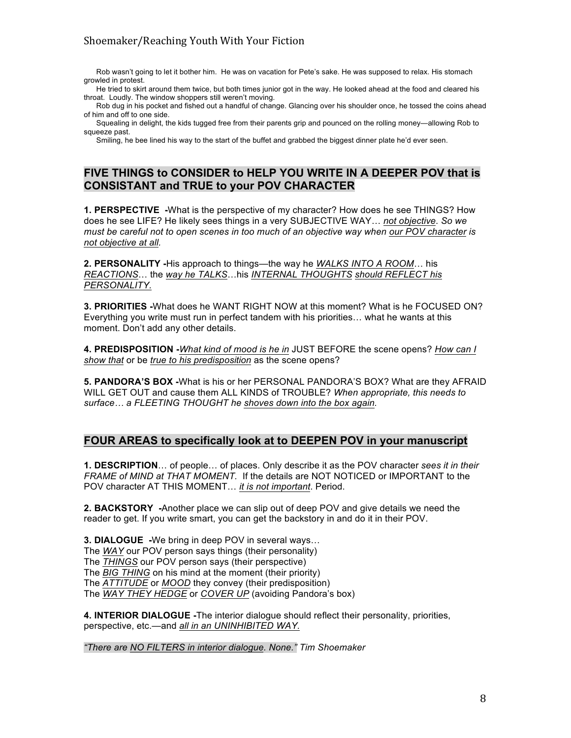Rob wasn't going to let it bother him. He was on vacation for Pete's sake. He was supposed to relax. His stomach growled in protest.

He tried to skirt around them twice, but both times junior got in the way. He looked ahead at the food and cleared his throat. Loudly. The window shoppers still weren't moving.

Rob dug in his pocket and fished out a handful of change. Glancing over his shoulder once, he tossed the coins ahead of him and off to one side.

Squealing in delight, the kids tugged free from their parents grip and pounced on the rolling money—allowing Rob to squeeze past.

Smiling, he bee lined his way to the start of the buffet and grabbed the biggest dinner plate he'd ever seen.

## FIVE THINGS to CONSIDER to HELP YOU WRITE IN A DEEPER POV that is CONSISTANT and TRUE to your POV CHARACTER

**1. PERSPECTIVE -**What is the perspective of my character? How does he see THINGS? How does he see LIFE? He likely sees things in a very SUBJECTIVE WAY… _not objective_. *So we must be careful not to open scenes in too much of an objective way when* _*our POV character*_ *is* _*not objective at all.*_

**2. PERSONALITY -**His approach to things—the way he _*WALKS INTO A ROOM*_… his _*REACTIONS*_… the _*way he TALKS*_…his _*INTERNAL THOUGHTS should REFLECT his PERSONALITY.*_

**3. PRIORITIES -**What does he WANT RIGHT NOW at this moment? What is he FOCUSED ON? Everything you write must run in perfect tandem with his priorities… what he wants at this moment. Don't add any other details.

**4. PREDISPOSITION -**_*What kind of mood is he in*_ JUST BEFORE the scene opens? _*How can I show that*_ or be _*true to his predisposition*_ as the scene opens?

**5. PANDORA'S BOX -**What is his or her PERSONAL PANDORA'S BOX? What are they AFRAID WILL GET OUT and cause them ALL KINDS of TROUBLE? *When appropriate, this needs to surface… a FLEETING THOUGHT he* _*shoves down into the box again.*_

## FOUR AREAS to specifically look at to DEEPEN POV in your manuscript

**1. DESCRIPTION**… of people… of places. Only describe it as the POV character *sees it in their FRAME of MIND at THAT MOMENT.* If the details are NOT NOTICED or IMPORTANT to the POV character AT THIS MOMENT… _*it is not important*_. Period.

**2. BACKSTORY -**Another place we can slip out of deep POV and give details we need the reader to get. If you write smart, you can get the backstory in and do it in their POV.

**3. DIALOGUE -**We bring in deep POV in several ways…
The _*WAY*_ our POV person says things (their personality)
The _*THINGS*_ our POV person says (their perspective)
The _*BIG THING*_ on his mind at the moment (their priority)
The _*ATTITUDE*_ or _*MOOD*_ they convey (their predisposition)
The _*WAY THEY HEDGE*_ or _*COVER UP*_ (avoiding Pandora's box)

**4. INTERIOR DIALOGUE -**The interior dialogue should reflect their personality, priorities, perspective, etc.—and _*all in an UNINHIBITED WAY.*_

*"There are* _*NO FILTERS in interior dialogue*_*. None." Tim Shoemaker*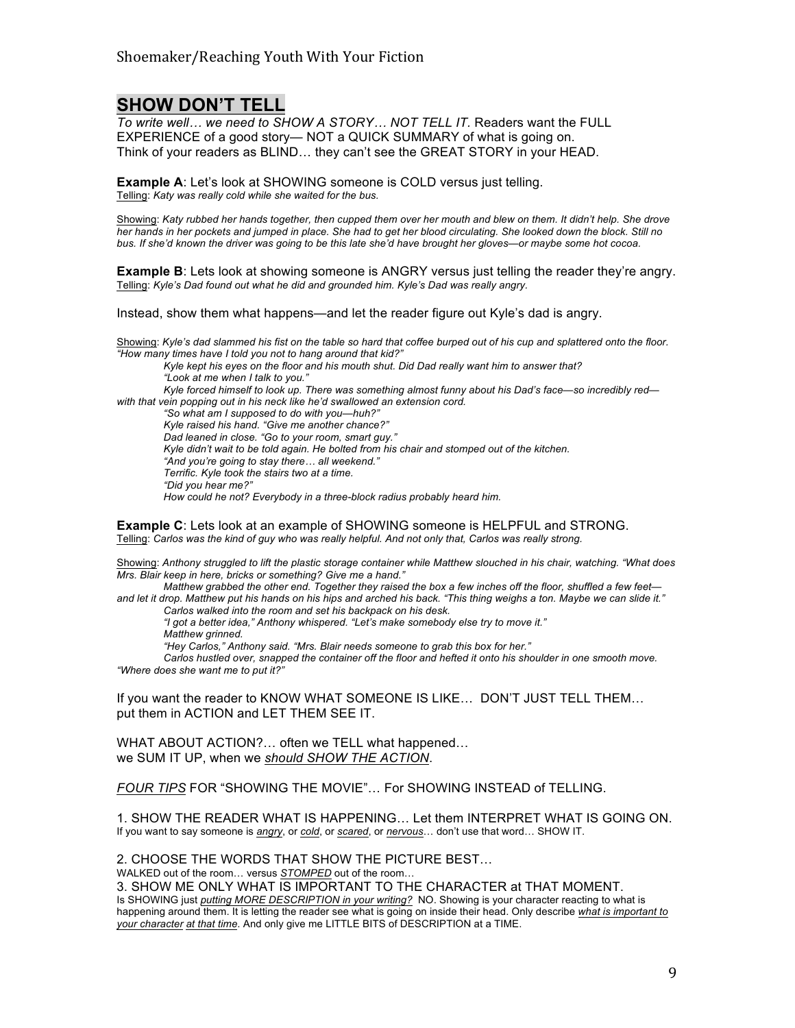## SHOW DON'T TELL

*To write well… we need to SHOW A STORY… NOT TELL IT*. Readers want the FULL EXPERIENCE of a good story— NOT a QUICK SUMMARY of what is going on.
Think of your readers as BLIND… they can't see the GREAT STORY in your HEAD.

**Example A**: Let's look at SHOWING someone is COLD versus just telling.
Telling: *Katy was really cold while she waited for the bus.*

Showing: *Katy rubbed her hands together, then cupped them over her mouth and blew on them. It didn't help. She drove her hands in her pockets and jumped in place. She had to get her blood circulating. She looked down the block. Still no bus. If she'd known the driver was going to be this late she'd have brought her gloves—or maybe some hot cocoa.*

**Example B**: Lets look at showing someone is ANGRY versus just telling the reader they're angry.
Telling: *Kyle's Dad found out what he did and grounded him. Kyle's Dad was really angry.*

Instead, show them what happens—and let the reader figure out Kyle's dad is angry.

Showing: *Kyle's dad slammed his fist on the table so hard that coffee burped out of his cup and splattered onto the floor. "How many times have I told you not to hang around that kid?"*

*Kyle kept his eyes on the floor and his mouth shut. Did Dad really want him to answer that?*

*"Look at me when I talk to you."*

*Kyle forced himself to look up. There was something almost funny about his Dad's face—so incredibly red—with that vein popping out in his neck like he'd swallowed an extension cord.*

*"So what am I supposed to do with you—huh?"*

*Kyle raised his hand. "Give me another chance?"*

*Dad leaned in close. "Go to your room, smart guy."*

*Kyle didn't wait to be told again. He bolted from his chair and stomped out of the kitchen.*

*"And you're going to stay there… all weekend."*

*Terrific. Kyle took the stairs two at a time.*

*"Did you hear me?"*

*How could he not? Everybody in a three-block radius probably heard him.*

**Example C**: Lets look at an example of SHOWING someone is HELPFUL and STRONG.
Telling: *Carlos was the kind of guy who was really helpful. And not only that, Carlos was really strong.*

Showing: *Anthony struggled to lift the plastic storage container while Matthew slouched in his chair, watching. "What does Mrs. Blair keep in here, bricks or something? Give me a hand."*

*Matthew grabbed the other end. Together they raised the box a few inches off the floor, shuffled a few feet—and let it drop. Matthew put his hands on his hips and arched his back. "This thing weighs a ton. Maybe we can slide it."*

*Carlos walked into the room and set his backpack on his desk.*

*"I got a better idea," Anthony whispered. "Let's make somebody else try to move it."*

*Matthew grinned.*

*"Hey Carlos," Anthony said. "Mrs. Blair needs someone to grab this box for her."*

*Carlos hustled over, snapped the container off the floor and hefted it onto his shoulder in one smooth move. "Where does she want me to put it?"*

If you want the reader to KNOW WHAT SOMEONE IS LIKE… DON'T JUST TELL THEM… put them in ACTION and LET THEM SEE IT.

WHAT ABOUT ACTION?… often we TELL what happened…
we SUM IT UP, when we ***should SHOW THE ACTION***.

***FOUR TIPS*** FOR "SHOWING THE MOVIE"… For SHOWING INSTEAD of TELLING.

1. SHOW THE READER WHAT IS HAPPENING… Let them INTERPRET WHAT IS GOING ON.
If you want to say someone is ***angry***, or ***cold***, or ***scared***, or ***nervous***… don't use that word… SHOW IT.

2. CHOOSE THE WORDS THAT SHOW THE PICTURE BEST…
WALKED out of the room… versus ***STOMPED*** out of the room…

3. SHOW ME ONLY WHAT IS IMPORTANT TO THE CHARACTER at THAT MOMENT.
Is SHOWING just ***putting MORE DESCRIPTION in your writing?*** NO. Showing is your character reacting to what is happening around them. It is letting the reader see what is going on inside their head. Only describe ***what is important to your character at that time***. And only give me LITTLE BITS of DESCRIPTION at a TIME.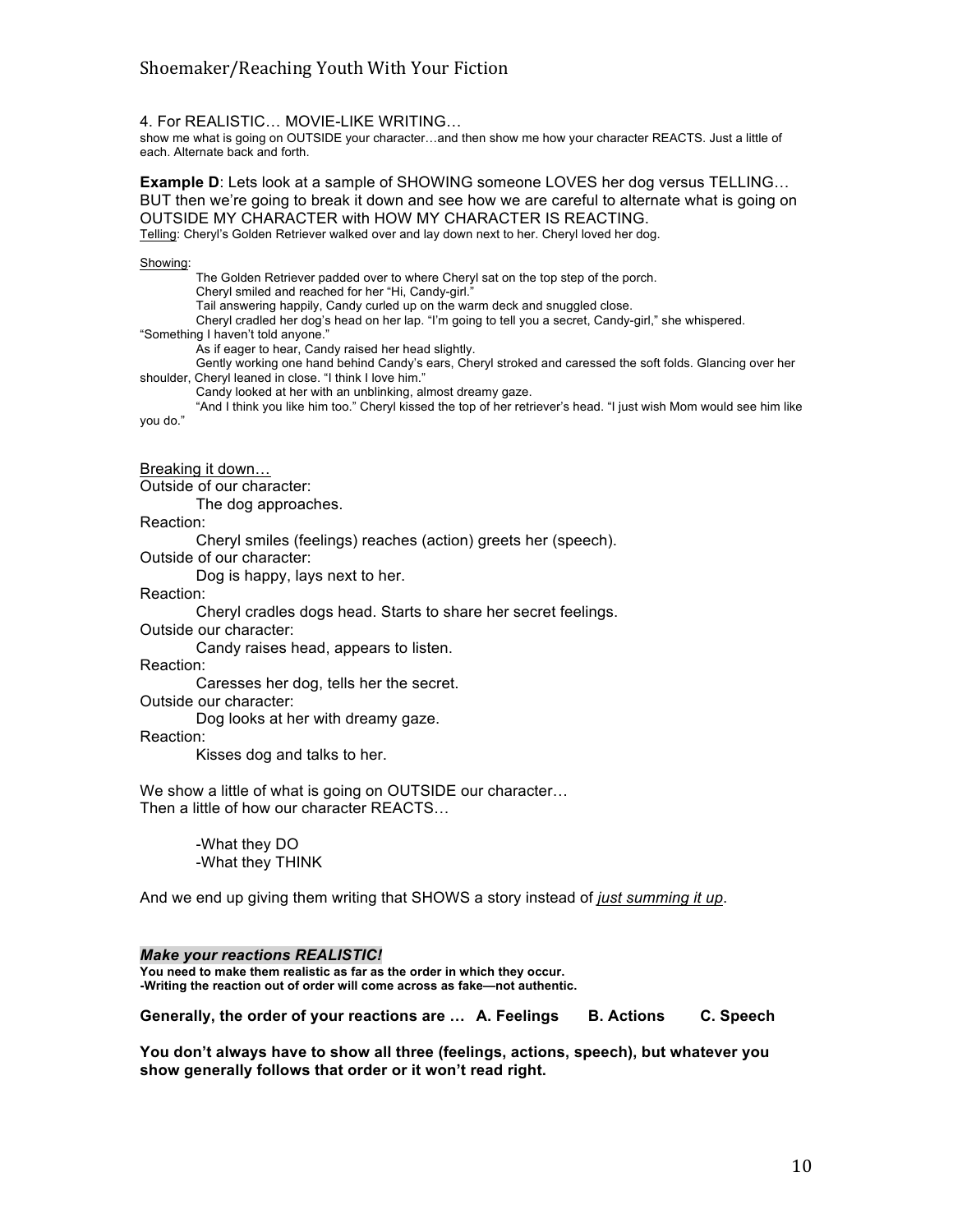4. For REALISTIC… MOVIE-LIKE WRITING…

show me what is going on OUTSIDE your character…and then show me how your character REACTS. Just a little of each. Alternate back and forth.

**Example D**: Lets look at a sample of SHOWING someone LOVES her dog versus TELLING… BUT then we're going to break it down and see how we are careful to alternate what is going on OUTSIDE MY CHARACTER with HOW MY CHARACTER IS REACTING.

<u>Telling</u>: Cheryl's Golden Retriever walked over and lay down next to her. Cheryl loved her dog.

<u>Showing</u>:

The Golden Retriever padded over to where Cheryl sat on the top step of the porch.

Cheryl smiled and reached for her "Hi, Candy-girl."

Tail answering happily, Candy curled up on the warm deck and snuggled close.

Cheryl cradled her dog's head on her lap. "I'm going to tell you a secret, Candy-girl," she whispered. "Something I haven't told anyone."

As if eager to hear, Candy raised her head slightly.

Gently working one hand behind Candy's ears, Cheryl stroked and caressed the soft folds. Glancing over her shoulder, Cheryl leaned in close. "I think I love him."

Candy looked at her with an unblinking, almost dreamy gaze.

"And I think you like him too." Cheryl kissed the top of her retriever's head. "I just wish Mom would see him like you do."

<u>Breaking it down…</u>

Outside of our character:

The dog approaches.

Reaction:

Cheryl smiles (feelings) reaches (action) greets her (speech).

Outside of our character:

Dog is happy, lays next to her.

Reaction:

Cheryl cradles dogs head. Starts to share her secret feelings.

Outside our character:

Candy raises head, appears to listen.

Reaction:

Caresses her dog, tells her the secret.

Outside our character:

Dog looks at her with dreamy gaze.

Reaction:

Kisses dog and talks to her.

We show a little of what is going on OUTSIDE our character…
Then a little of how our character REACTS…

-What they DO
-What they THINK

And we end up giving them writing that SHOWS a story instead of <u>*just summing it up*</u>.

***Make your reactions REALISTIC!***

**You need to make them realistic as far as the order in which they occur.**
**-Writing the reaction out of order will come across as fake—not authentic.**

**Generally, the order of your reactions are … A. Feelings B. Actions C. Speech**

**You don't always have to show all three (feelings, actions, speech), but whatever you show generally follows that order or it won't read right.**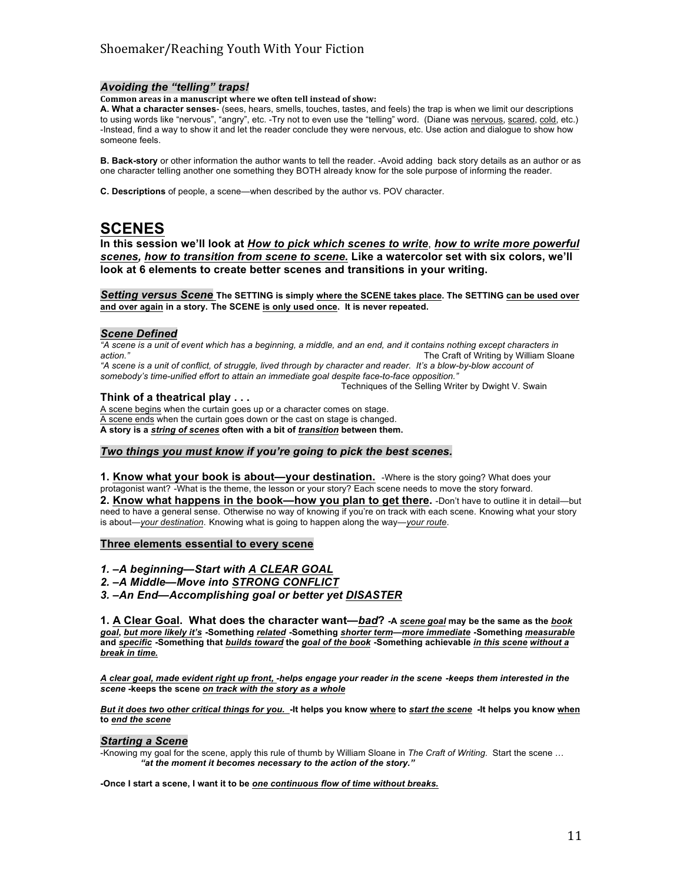### *Avoiding the "telling" traps!*

**Common areas in a manuscript where we often tell instead of show:**

**A. What a character senses**- (sees, hears, smells, touches, tastes, and feels) the trap is when we limit our descriptions to using words like "nervous", "angry", etc. -Try not to even use the "telling" word. (Diane was nervous, scared, cold, etc.) -Instead, find a way to show it and let the reader conclude they were nervous, etc. Use action and dialogue to show how someone feels.

**B. Back-story** or other information the author wants to tell the reader. -Avoid adding back story details as an author or as one character telling another one something they BOTH already know for the sole purpose of informing the reader.

**C. Descriptions** of people, a scene—when described by the author vs. POV character.

# SCENES

**In this session we'll look at *How to pick which scenes to write*, *how to write more powerful scenes, how to transition from scene to scene.* Like a watercolor set with six colors, we'll look at 6 elements to create better scenes and transitions in your writing.**

***Setting versus Scene*** **The SETTING is simply where the SCENE takes place. The SETTING can be used over and over again in a story. The SCENE is only used once. It is never repeated.**

### *Scene Defined*

*"A scene is a unit of event which has a beginning, a middle, and an end, and it contains nothing except characters in action."* The Craft of Writing by William Sloane

*"A scene is a unit of conflict, of struggle, lived through by character and reader. It's a blow-by-blow account of somebody's time-unified effort to attain an immediate goal despite face-to-face opposition."* Techniques of the Selling Writer by Dwight V. Swain

### Think of a theatrical play . . .

A scene begins when the curtain goes up or a character comes on stage.
A scene ends when the curtain goes down or the cast on stage is changed.
**A story is a *string of scenes* often with a bit of *transition* between them.**

### *Two things you must know if you're going to pick the best scenes.*

**1. Know what your book is about—your destination.** -Where is the story going? What does your protagonist want? -What is the theme, the lesson or your story? Each scene needs to move the story forward.
**2. Know what happens in the book—how you plan to get there.** -Don't have to outline it in detail—but need to have a general sense. Otherwise no way of knowing if you're on track with each scene. Knowing what your story is about—*your destination*. Knowing what is going to happen along the way—*your route*.

### Three elements essential to every scene

***1. –A beginning—Start with A CLEAR GOAL***
***2. –A Middle—Move into STRONG CONFLICT***
***3. –An End—Accomplishing goal or better yet DISASTER***

**1. A Clear Goal. What does the character want—*bad*? -A *scene goal* may be the same as the *book goal, but more likely it's* -Something *related* -Something *shorter term—more immediate* -Something *measurable* and *specific* -Something that *builds toward* the *goal of the book* -Something achievable *in this scene without a break in time.***

***A clear goal, made evident right up front,* -helps engage your reader in the scene -keeps them interested in the *scene* -keeps the scene *on track with the story as a whole***

***But it does two other critical things for you.* -It helps you know where to *start the scene* -It helps you know when to *end the scene***

### *Starting a Scene*

-Knowing my goal for the scene, apply this rule of thumb by William Sloane in *The Craft of Writing*. Start the scene …
***"at the moment it becomes necessary to the action of the story."***

**-Once I start a scene, I want it to be *one continuous flow of time without breaks.***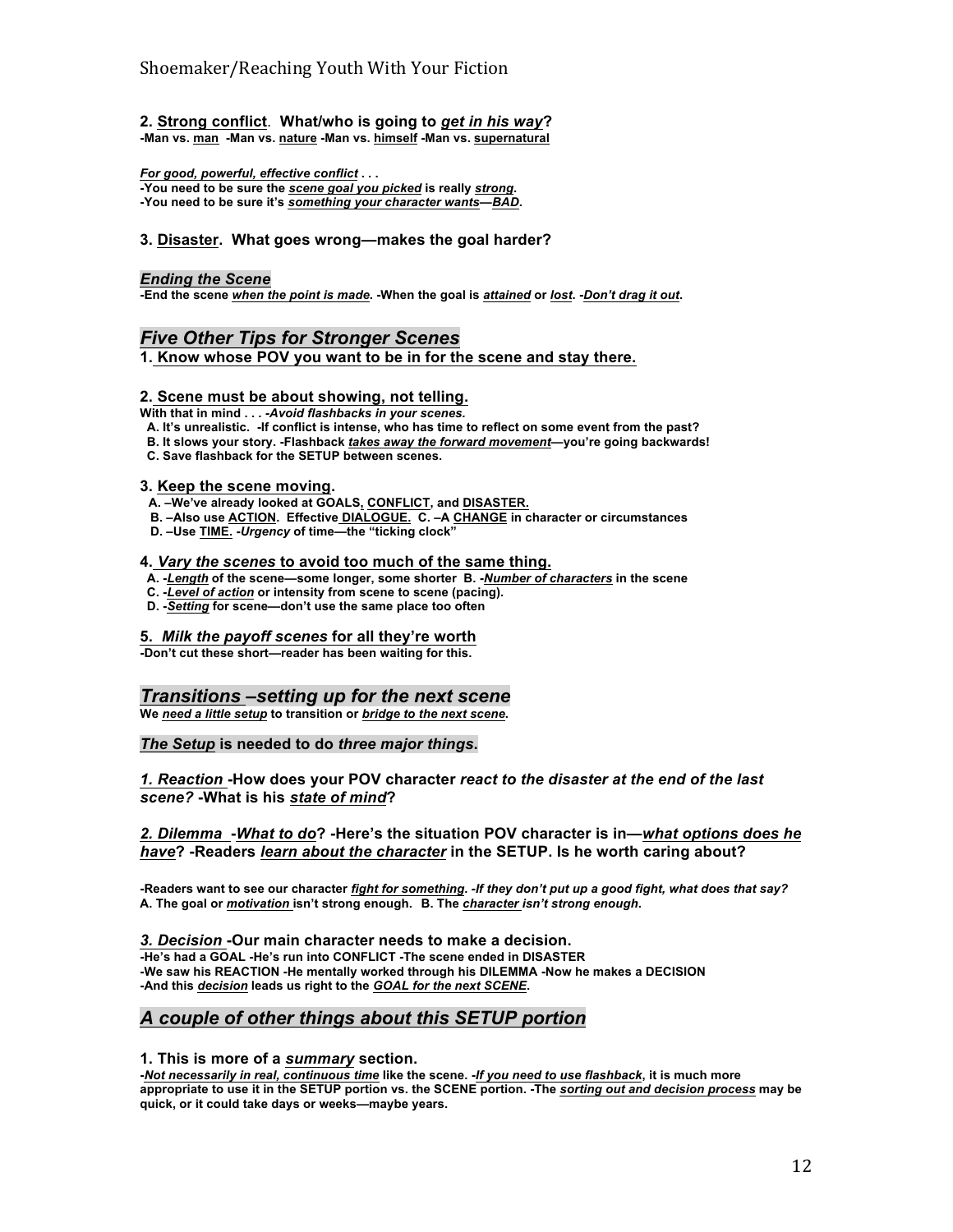**2. Strong conflict. What/who is going to *get in his way*?**
**-Man vs. man -Man vs. nature -Man vs. himself -Man vs. supernatural**

***For good, powerful, effective conflict . . .***
**-You need to be sure the *scene goal you picked* is really *strong*.**
**-You need to be sure it's *something your character wants—BAD*.**

**3. Disaster. What goes wrong—makes the goal harder?**

***Ending the Scene***
**-End the scene *when the point is made*. -When the goal is *attained* or *lost*. *-Don't drag it out*.**

## *Five Other Tips for Stronger Scenes*

**1. Know whose POV you want to be in for the scene and stay there.**

**2. Scene must be about showing, not telling.**
**With that in mind . . . *-Avoid flashbacks in your scenes.***
**A. It's unrealistic. -If conflict is intense, who has time to reflect on some event from the past?**
**B. It slows your story. -Flashback *takes away the forward movement*—you're going backwards!**
**C. Save flashback for the SETUP between scenes.**

**3. Keep the scene moving.**
**A. –We've already looked at GOALS, CONFLICT, and DISASTER.**
**B. –Also use ACTION. Effective DIALOGUE. C. –A CHANGE in character or circumstances**
**D. –Use TIME. *-Urgency* of time—the "ticking clock"**

**4. *Vary the scenes* to avoid too much of the same thing.**
**A. *-Length* of the scene—some longer, some shorter B. *-Number of characters* in the scene**
**C. *-Level of action* or intensity from scene to scene (pacing).**
**D. *-Setting* for scene—don't use the same place too often**

**5. *Milk the payoff scenes* for all they're worth**
**-Don't cut these short—reader has been waiting for this.**

## *Transitions –setting up for the next scene*

**We *need a little setup* to transition or *bridge to the next scene*.**

***The Setup* is needed to do *three major things*.**

***1. Reaction* -How does your POV character *react to the disaster at the end of the last scene?* -What is his *state of mind*?**

***2. Dilemma -What to do*? -Here's the situation POV character is in—*what options does he have*? -Readers *learn about the character* in the SETUP. Is he worth caring about?**

**-Readers want to see our character *fight for something*. *-If they don't put up a good fight, what does that say?***
**A. The goal or *motivation* isn't strong enough. B. The *character isn't strong enough*.**

***3. Decision* -Our main character needs to make a decision.**
**-He's had a GOAL -He's run into CONFLICT -The scene ended in DISASTER**
**-We saw his REACTION -He mentally worked through his DILEMMA -Now he makes a DECISION**
**-And this *decision* leads us right to the *GOAL for the next SCENE*.**

## *A couple of other things about this SETUP portion*

**1. This is more of a *summary* section.**
***-Not necessarily in real, continuous time* like the scene. *-If you need to use flashback*, it is much more appropriate to use it in the SETUP portion vs. the SCENE portion. -The *sorting out and decision process* may be quick, or it could take days or weeks—maybe years.**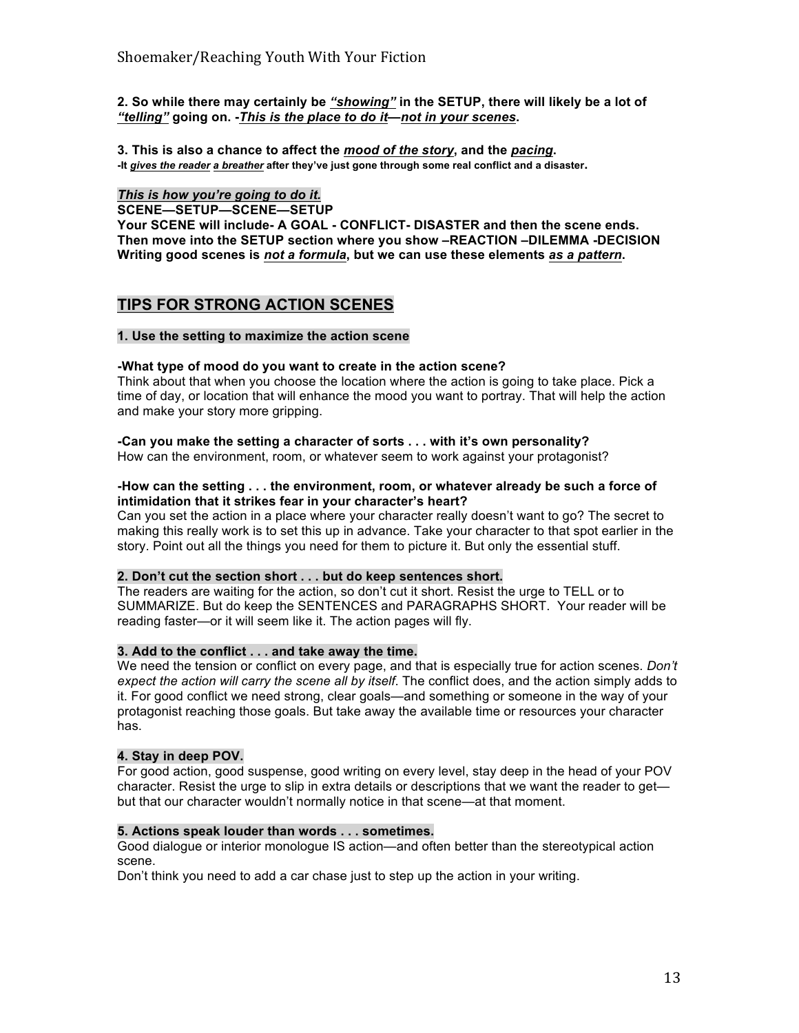**2. So while there may certainly be *<u>"showing"</u>* in the SETUP, there will likely be a lot of *<u>"telling"</u>* going on. -*<u>This is the place to do it</u>*—*<u>not in your scenes</u>*.**

**3. This is also a chance to affect the *<u>mood of the story</u>*, and the *<u>pacing</u>*.**
**-It *<u>gives the reader</u>* *<u>a breather</u>* after they've just gone through some real conflict and a disaster.**

***<u>This is how you're going to do it.</u>***
**SCENE—SETUP—SCENE—SETUP**
**Your SCENE will include- A GOAL - CONFLICT- DISASTER and then the scene ends.**
**Then move into the SETUP section where you show –REACTION –DILEMMA -DECISION**
**Writing good scenes is *<u>not a formula</u>*, but we can use these elements *<u>as a pattern</u>*.**

## <u>TIPS FOR STRONG ACTION SCENES</u>

**1. Use the setting to maximize the action scene**

**-What type of mood do you want to create in the action scene?**
Think about that when you choose the location where the action is going to take place. Pick a time of day, or location that will enhance the mood you want to portray. That will help the action and make your story more gripping.

**-Can you make the setting a character of sorts . . . with it's own personality?**
How can the environment, room, or whatever seem to work against your protagonist?

**-How can the setting . . . the environment, room, or whatever already be such a force of intimidation that it strikes fear in your character's heart?**
Can you set the action in a place where your character really doesn't want to go? The secret to making this really work is to set this up in advance. Take your character to that spot earlier in the story. Point out all the things you need for them to picture it. But only the essential stuff.

**2. Don't cut the section short . . . but do keep sentences short.**
The readers are waiting for the action, so don't cut it short. Resist the urge to TELL or to SUMMARIZE. But do keep the SENTENCES and PARAGRAPHS SHORT. Your reader will be reading faster—or it will seem like it. The action pages will fly.

**3. Add to the conflict . . . and take away the time.**
We need the tension or conflict on every page, and that is especially true for action scenes. *Don't expect the action will carry the scene all by itself.* The conflict does, and the action simply adds to it. For good conflict we need strong, clear goals—and something or someone in the way of your protagonist reaching those goals. But take away the available time or resources your character has.

**4. Stay in deep POV.**
For good action, good suspense, good writing on every level, stay deep in the head of your POV character. Resist the urge to slip in extra details or descriptions that we want the reader to get—but that our character wouldn't normally notice in that scene—at that moment.

**5. Actions speak louder than words . . . sometimes.**
Good dialogue or interior monologue IS action—and often better than the stereotypical action scene.
Don't think you need to add a car chase just to step up the action in your writing.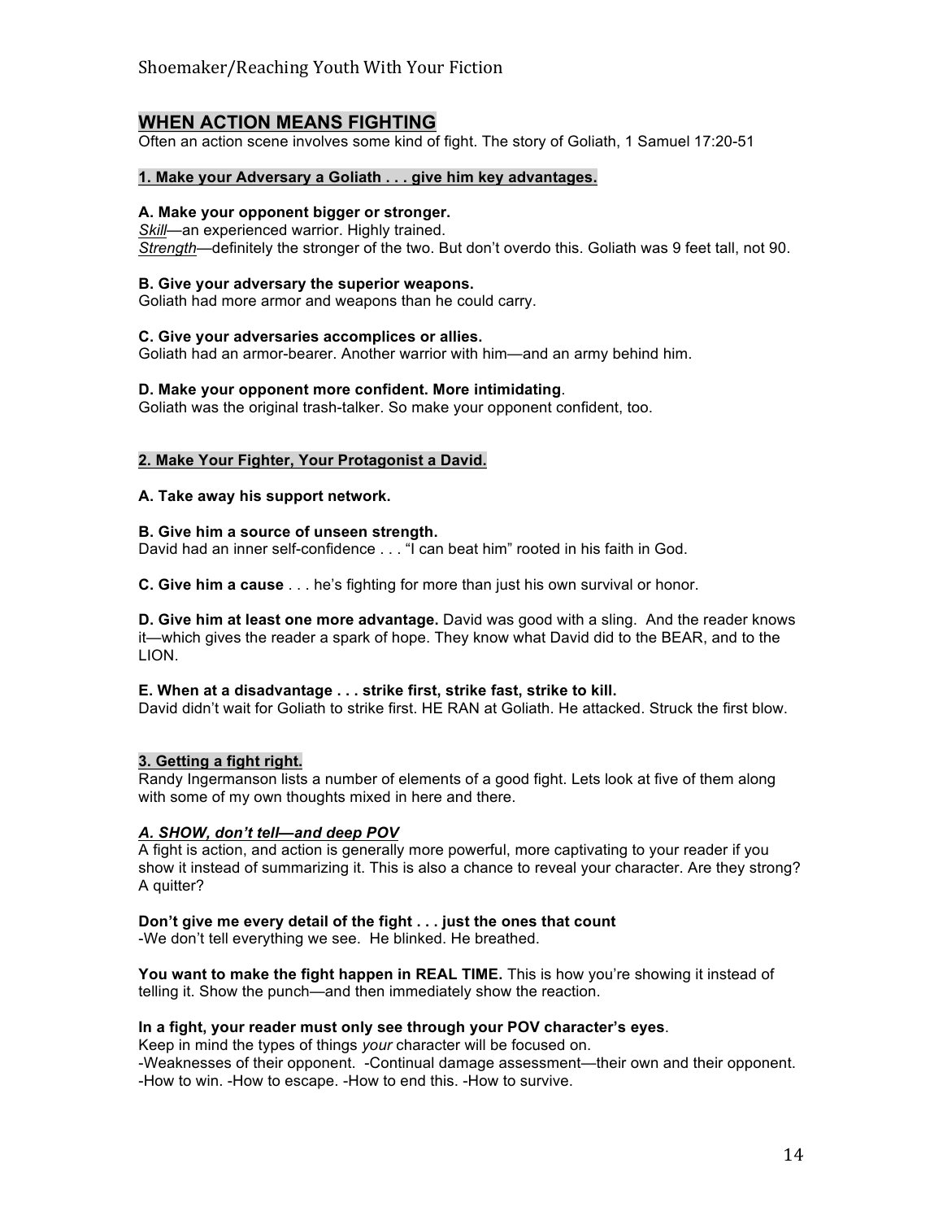## WHEN ACTION MEANS FIGHTING

Often an action scene involves some kind of fight. The story of Goliath, 1 Samuel 17:20-51

### 1. Make your Adversary a Goliath . . . give him key advantages.

**A. Make your opponent bigger or stronger.**
*Skill*—an experienced warrior. Highly trained.
*Strength*—definitely the stronger of the two. But don't overdo this. Goliath was 9 feet tall, not 90.

**B. Give your adversary the superior weapons.**
Goliath had more armor and weapons than he could carry.

**C. Give your adversaries accomplices or allies.**
Goliath had an armor-bearer. Another warrior with him—and an army behind him.

**D. Make your opponent more confident. More intimidating**.
Goliath was the original trash-talker. So make your opponent confident, too.

### 2. Make Your Fighter, Your Protagonist a David.

**A. Take away his support network.**

**B. Give him a source of unseen strength.**
David had an inner self-confidence . . . "I can beat him" rooted in his faith in God.

**C. Give him a cause** . . . he's fighting for more than just his own survival or honor.

**D. Give him at least one more advantage.** David was good with a sling. And the reader knows it—which gives the reader a spark of hope. They know what David did to the BEAR, and to the LION.

**E. When at a disadvantage . . . strike first, strike fast, strike to kill.**
David didn't wait for Goliath to strike first. HE RAN at Goliath. He attacked. Struck the first blow.

### 3. Getting a fight right.

Randy Ingermanson lists a number of elements of a good fight. Lets look at five of them along with some of my own thoughts mixed in here and there.

#### *A. SHOW, don't tell—and deep POV*

A fight is action, and action is generally more powerful, more captivating to your reader if you show it instead of summarizing it. This is also a chance to reveal your character. Are they strong? A quitter?

**Don't give me every detail of the fight . . . just the ones that count**
-We don't tell everything we see. He blinked. He breathed.

**You want to make the fight happen in REAL TIME.** This is how you're showing it instead of telling it. Show the punch—and then immediately show the reaction.

**In a fight, your reader must only see through your POV character's eyes**.
Keep in mind the types of things *your* character will be focused on.
-Weaknesses of their opponent. -Continual damage assessment—their own and their opponent.
-How to win. -How to escape. -How to end this. -How to survive.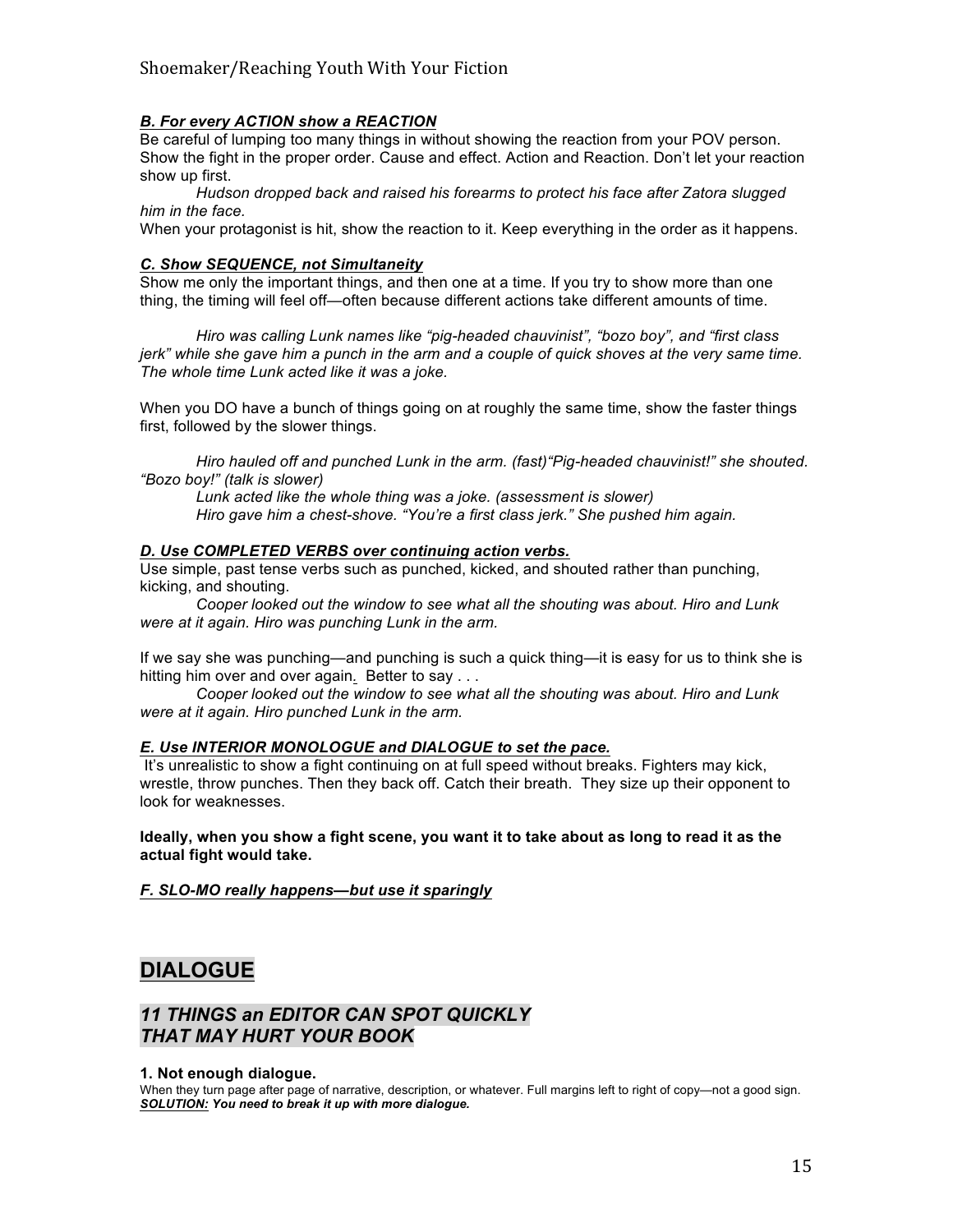***B. For every ACTION show a REACTION***

Be careful of lumping too many things in without showing the reaction from your POV person. Show the fight in the proper order. Cause and effect. Action and Reaction. Don't let your reaction show up first.

> *Hudson dropped back and raised his forearms to protect his face after Zatora slugged him in the face.*

When your protagonist is hit, show the reaction to it. Keep everything in the order as it happens.

***C. Show SEQUENCE, not Simultaneity***

Show me only the important things, and then one at a time. If you try to show more than one thing, the timing will feel off—often because different actions take different amounts of time.

> *Hiro was calling Lunk names like "pig-headed chauvinist", "bozo boy", and "first class jerk" while she gave him a punch in the arm and a couple of quick shoves at the very same time. The whole time Lunk acted like it was a joke.*

When you DO have a bunch of things going on at roughly the same time, show the faster things first, followed by the slower things.

> *Hiro hauled off and punched Lunk in the arm. (fast)"Pig-headed chauvinist!" she shouted. "Bozo boy!" (talk is slower)*
>
> *Lunk acted like the whole thing was a joke. (assessment is slower)*
>
> *Hiro gave him a chest-shove. "You're a first class jerk." She pushed him again.*

***D. Use COMPLETED VERBS over continuing action verbs.***

Use simple, past tense verbs such as punched, kicked, and shouted rather than punching, kicking, and shouting.

> *Cooper looked out the window to see what all the shouting was about. Hiro and Lunk were at it again. Hiro was punching Lunk in the arm.*

If we say she was punching—and punching is such a quick thing—it is easy for us to think she is hitting him over and over again. Better to say . . .

> *Cooper looked out the window to see what all the shouting was about. Hiro and Lunk were at it again. Hiro punched Lunk in the arm.*

***E. Use INTERIOR MONOLOGUE and DIALOGUE to set the pace.***

It's unrealistic to show a fight continuing on at full speed without breaks. Fighters may kick, wrestle, throw punches. Then they back off. Catch their breath. They size up their opponent to look for weaknesses.

**Ideally, when you show a fight scene, you want it to take about as long to read it as the actual fight would take.**

***F. SLO-MO really happens—but use it sparingly***

## DIALOGUE

### *11 THINGS an EDITOR CAN SPOT QUICKLY THAT MAY HURT YOUR BOOK*

**1. Not enough dialogue.**

When they turn page after page of narrative, description, or whatever. Full margins left to right of copy—not a good sign.
***SOLUTION:* *You need to break it up with more dialogue.***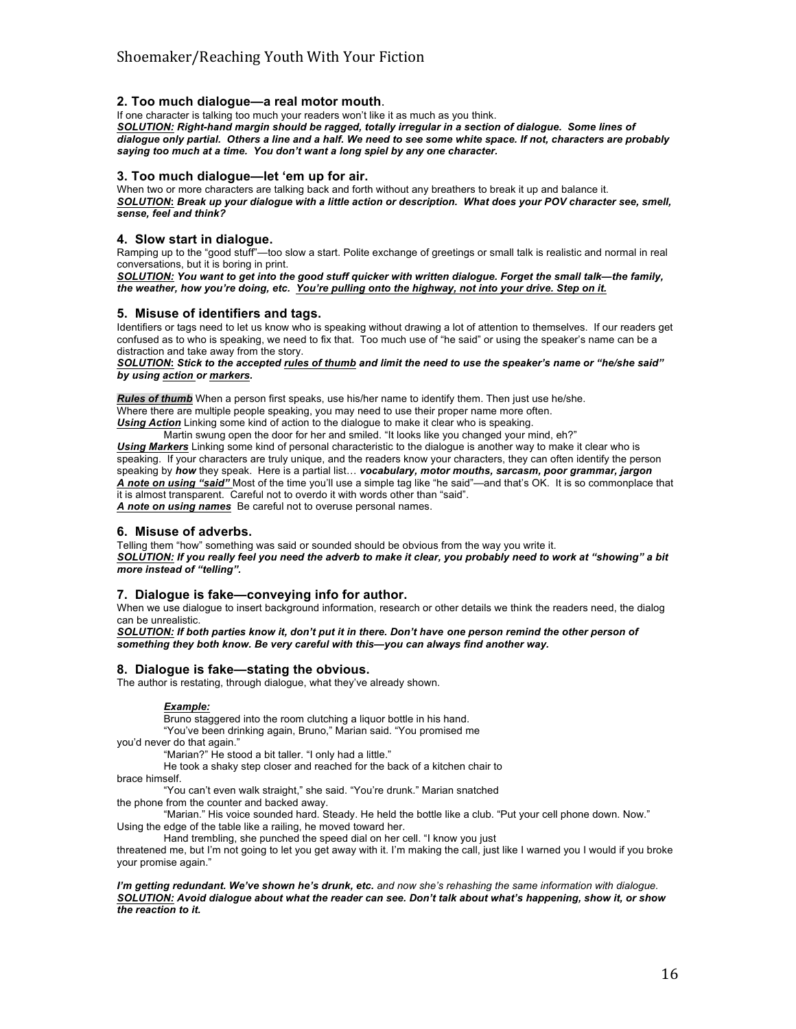### 2. Too much dialogue—a real motor mouth.

If one character is talking too much your readers won't like it as much as you think.

***SOLUTION:*** ***Right-hand margin should be ragged, totally irregular in a section of dialogue. Some lines of dialogue only partial. Others a line and a half. We need to see some white space. If not, characters are probably saying too much at a time. You don't want a long spiel by any one character.***

### 3. Too much dialogue—let 'em up for air.

When two or more characters are talking back and forth without any breathers to break it up and balance it.

***SOLUTION:*** ***Break up your dialogue with a little action or description. What does your POV character see, smell, sense, feel and think?***

### 4. Slow start in dialogue.

Ramping up to the "good stuff"—too slow a start. Polite exchange of greetings or small talk is realistic and normal in real conversations, but it is boring in print.

***SOLUTION:*** ***You want to get into the good stuff quicker with written dialogue. Forget the small talk—the family, the weather, how you're doing, etc. You're pulling onto the highway, not into your drive. Step on it.***

### 5. Misuse of identifiers and tags.

Identifiers or tags need to let us know who is speaking without drawing a lot of attention to themselves. If our readers get confused as to who is speaking, we need to fix that. Too much use of "he said" or using the speaker's name can be a distraction and take away from the story.

***SOLUTION:*** ***Stick to the accepted rules of thumb and limit the need to use the speaker's name or "he/she said" by using action or markers.***

***Rules of thumb*** When a person first speaks, use his/her name to identify them. Then just use he/she.
Where there are multiple people speaking, you may need to use their proper name more often.

***Using Action*** Linking some kind of action to the dialogue to make it clear who is speaking.

Martin swung open the door for her and smiled. "It looks like you changed your mind, eh?"

***Using Markers*** Linking some kind of personal characteristic to the dialogue is another way to make it clear who is speaking. If your characters are truly unique, and the readers know your characters, they can often identify the person speaking by ***how*** they speak. Here is a partial list… ***vocabulary, motor mouths, sarcasm, poor grammar, jargon***

***A note on using "said"*** Most of the time you'll use a simple tag like "he said"—and that's OK. It is so commonplace that it is almost transparent. Careful not to overdo it with words other than "said".

***A note on using names*** Be careful not to overuse personal names.

### 6. Misuse of adverbs.

Telling them "how" something was said or sounded should be obvious from the way you write it.

***SOLUTION:*** ***If you really feel you need the adverb to make it clear, you probably need to work at "showing" a bit more instead of "telling".***

### 7. Dialogue is fake—conveying info for author.

When we use dialogue to insert background information, research or other details we think the readers need, the dialog can be unrealistic.

***SOLUTION:*** ***If both parties know it, don't put it in there. Don't have one person remind the other person of something they both know. Be very careful with this—you can always find another way.***

### 8. Dialogue is fake—stating the obvious.

The author is restating, through dialogue, what they've already shown.

***Example:***

Bruno staggered into the room clutching a liquor bottle in his hand.

"You've been drinking again, Bruno," Marian said. "You promised me you'd never do that again."

"Marian?" He stood a bit taller. "I only had a little."

He took a shaky step closer and reached for the back of a kitchen chair to brace himself.

"You can't even walk straight," she said. "You're drunk." Marian snatched the phone from the counter and backed away.

"Marian." His voice sounded hard. Steady. He held the bottle like a club. "Put your cell phone down. Now." Using the edge of the table like a railing, he moved toward her.

Hand trembling, she punched the speed dial on her cell. "I know you just threatened me, but I'm not going to let you get away with it. I'm making the call, just like I warned you I would if you broke your promise again."

***I'm getting redundant. We've shown he's drunk, etc.*** *and now she's rehashing the same information with dialogue.*

***SOLUTION:*** ***Avoid dialogue about what the reader can see. Don't talk about what's happening, show it, or show the reaction to it.***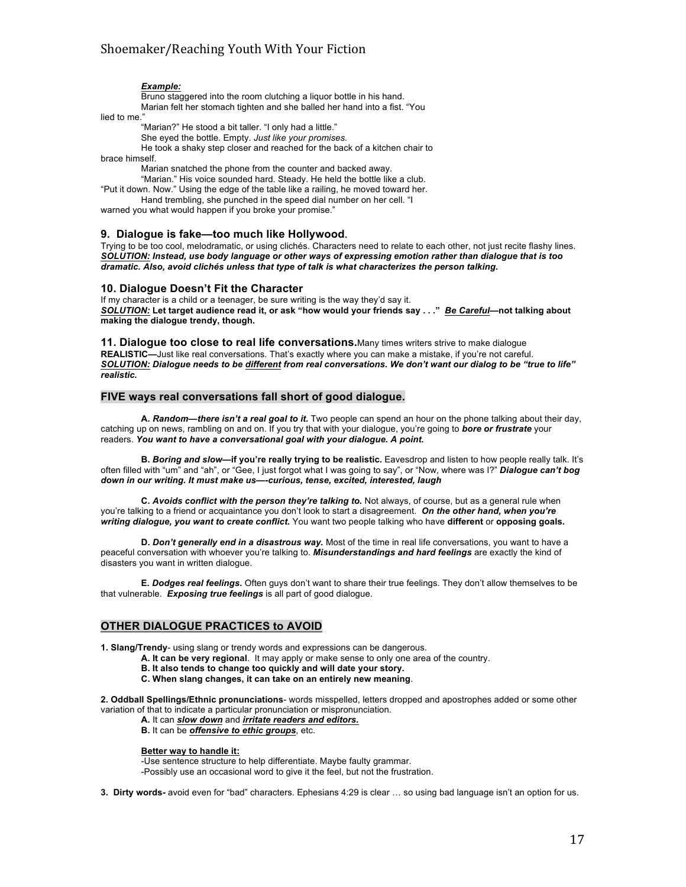***Example:***

Bruno staggered into the room clutching a liquor bottle in his hand.

Marian felt her stomach tighten and she balled her hand into a fist. "You lied to me."

"Marian?" He stood a bit taller. "I only had a little."

She eyed the bottle. Empty. *Just like your promises.*

He took a shaky step closer and reached for the back of a kitchen chair to brace himself.

Marian snatched the phone from the counter and backed away.

"Marian." His voice sounded hard. Steady. He held the bottle like a club. "Put it down. Now." Using the edge of the table like a railing, he moved toward her.

Hand trembling, she punched in the speed dial number on her cell. "I warned you what would happen if you broke your promise."

### 9. Dialogue is fake—too much like Hollywood.

Trying to be too cool, melodramatic, or using clichés. Characters need to relate to each other, not just recite flashy lines.
***SOLUTION:*** ***Instead, use body language or other ways of expressing emotion rather than dialogue that is too dramatic. Also, avoid clichés unless that type of talk is what characterizes the person talking.***

### 10. Dialogue Doesn't Fit the Character

If my character is a child or a teenager, be sure writing is the way they'd say it.
***SOLUTION:*** **Let target audience read it, or ask "how would your friends say . . ."** ***Be Careful*****—not talking about making the dialogue trendy, though.**

### 11. Dialogue too close to real life conversations.

Many times writers strive to make dialogue **REALISTIC—**Just like real conversations. That's exactly where you can make a mistake, if you're not careful.
***SOLUTION:*** ***Dialogue needs to be different from real conversations. We don't want our dialog to be "true to life" realistic.***

## FIVE ways real conversations fall short of good dialogue.

**A.** ***Random—there isn't a real goal to it.*** Two people can spend an hour on the phone talking about their day, catching up on news, rambling on and on. If you try that with your dialogue, you're going to ***bore or frustrate*** your readers. ***You want to have a conversational goal with your dialogue. A point.***

**B.** ***Boring and slow*****—if you're really trying to be realistic.** Eavesdrop and listen to how people really talk. It's often filled with "um" and "ah", or "Gee, I just forgot what I was going to say", or "Now, where was I?" ***Dialogue can't bog down in our writing. It must make us—-curious, tense, excited, interested, laugh***

**C.** ***Avoids conflict with the person they're talking to.*** Not always, of course, but as a general rule when you're talking to a friend or acquaintance you don't look to start a disagreement. ***On the other hand, when you're writing dialogue, you want to create conflict.*** You want two people talking who have **different** or **opposing goals.**

**D.** ***Don't generally end in a disastrous way.*** Most of the time in real life conversations, you want to have a peaceful conversation with whoever you're talking to. ***Misunderstandings and hard feelings*** are exactly the kind of disasters you want in written dialogue.

**E.** ***Dodges real feelings.*** Often guys don't want to share their true feelings. They don't allow themselves to be that vulnerable. ***Exposing true feelings*** is all part of good dialogue.

## OTHER DIALOGUE PRACTICES to AVOID

**1. Slang/Trendy**- using slang or trendy words and expressions can be dangerous.

- **A. It can be very regional**. It may apply or make sense to only one area of the country.
- **B. It also tends to change too quickly and will date your story.**
- **C. When slang changes, it can take on an entirely new meaning**.

**2. Oddball Spellings/Ethnic pronunciations**- words misspelled, letters dropped and apostrophes added or some other variation of that to indicate a particular pronunciation or mispronunciation.

- **A.** It can ***slow down*** and ***irritate readers and editors.***
- **B.** It can be ***offensive to ethic groups***, etc.

**Better way to handle it:**

-Use sentence structure to help differentiate. Maybe faulty grammar.
-Possibly use an occasional word to give it the feel, but not the frustration.

**3. Dirty words-** avoid even for "bad" characters. Ephesians 4:29 is clear … so using bad language isn't an option for us.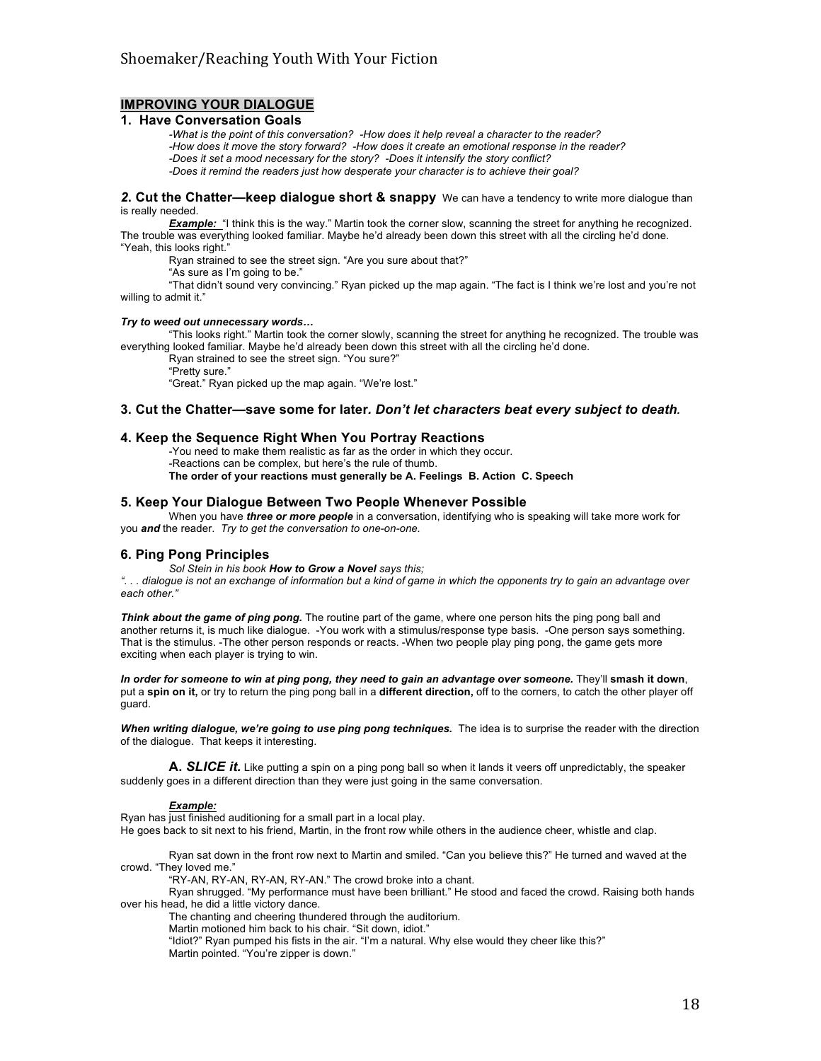## IMPROVING YOUR DIALOGUE

### 1. Have Conversation Goals

*-What is the point of this conversation? -How does it help reveal a character to the reader?*
*-How does it move the story forward? -How does it create an emotional response in the reader?*
*-Does it set a mood necessary for the story? -Does it intensify the story conflict?*
*-Does it remind the readers just how desperate your character is to achieve their goal?*

***2.* Cut the Chatter—keep dialogue short & snappy** We can have a tendency to write more dialogue than is really needed.

***Example:*** "I think this is the way." Martin took the corner slow, scanning the street for anything he recognized. The trouble was everything looked familiar. Maybe he'd already been down this street with all the circling he'd done. "Yeah, this looks right."

Ryan strained to see the street sign. "Are you sure about that?"

"As sure as I'm going to be."

"That didn't sound very convincing." Ryan picked up the map again. "The fact is I think we're lost and you're not willing to admit it."

***Try to weed out unnecessary words…***

"This looks right." Martin took the corner slowly, scanning the street for anything he recognized. The trouble was everything looked familiar. Maybe he'd already been down this street with all the circling he'd done.

Ryan strained to see the street sign. "You sure?"

"Pretty sure."

"Great." Ryan picked up the map again. "We're lost."

### 3. Cut the Chatter—save some for later. *Don't let characters beat every subject to death.*

### 4. Keep the Sequence Right When You Portray Reactions

-You need to make them realistic as far as the order in which they occur.
-Reactions can be complex, but here's the rule of thumb.
**The order of your reactions must generally be A. Feelings B. Action C. Speech**

### 5. Keep Your Dialogue Between Two People Whenever Possible

When you have ***three or more people*** in a conversation, identifying who is speaking will take more work for you ***and*** the reader. *Try to get the conversation to one-on-one.*

### 6. Ping Pong Principles

*Sol Stein in his book **How to Grow a Novel** says this;*
*". . . dialogue is not an exchange of information but a kind of game in which the opponents try to gain an advantage over each other."*

***Think about the game of ping pong.*** The routine part of the game, where one person hits the ping pong ball and another returns it, is much like dialogue. -You work with a stimulus/response type basis. -One person says something. That is the stimulus. -The other person responds or reacts. -When two people play ping pong, the game gets more exciting when each player is trying to win.

***In order for someone to win at ping pong, they need to gain an advantage over someone.*** They'll **smash it down**, put a **spin on it,** or try to return the ping pong ball in a **different direction,** off to the corners, to catch the other player off guard.

***When writing dialogue, we're going to use ping pong techniques.*** The idea is to surprise the reader with the direction of the dialogue. That keeps it interesting.

**A. *SLICE it.*** Like putting a spin on a ping pong ball so when it lands it veers off unpredictably, the speaker suddenly goes in a different direction than they were just going in the same conversation.

***Example:***
Ryan has just finished auditioning for a small part in a local play.
He goes back to sit next to his friend, Martin, in the front row while others in the audience cheer, whistle and clap.

Ryan sat down in the front row next to Martin and smiled. "Can you believe this?" He turned and waved at the crowd. "They loved me."

"RY-AN, RY-AN, RY-AN, RY-AN." The crowd broke into a chant.

Ryan shrugged. "My performance must have been brilliant." He stood and faced the crowd. Raising both hands over his head, he did a little victory dance.

The chanting and cheering thundered through the auditorium.

Martin motioned him back to his chair. "Sit down, idiot."

"Idiot?" Ryan pumped his fists in the air. "I'm a natural. Why else would they cheer like this?"

Martin pointed. "You're zipper is down."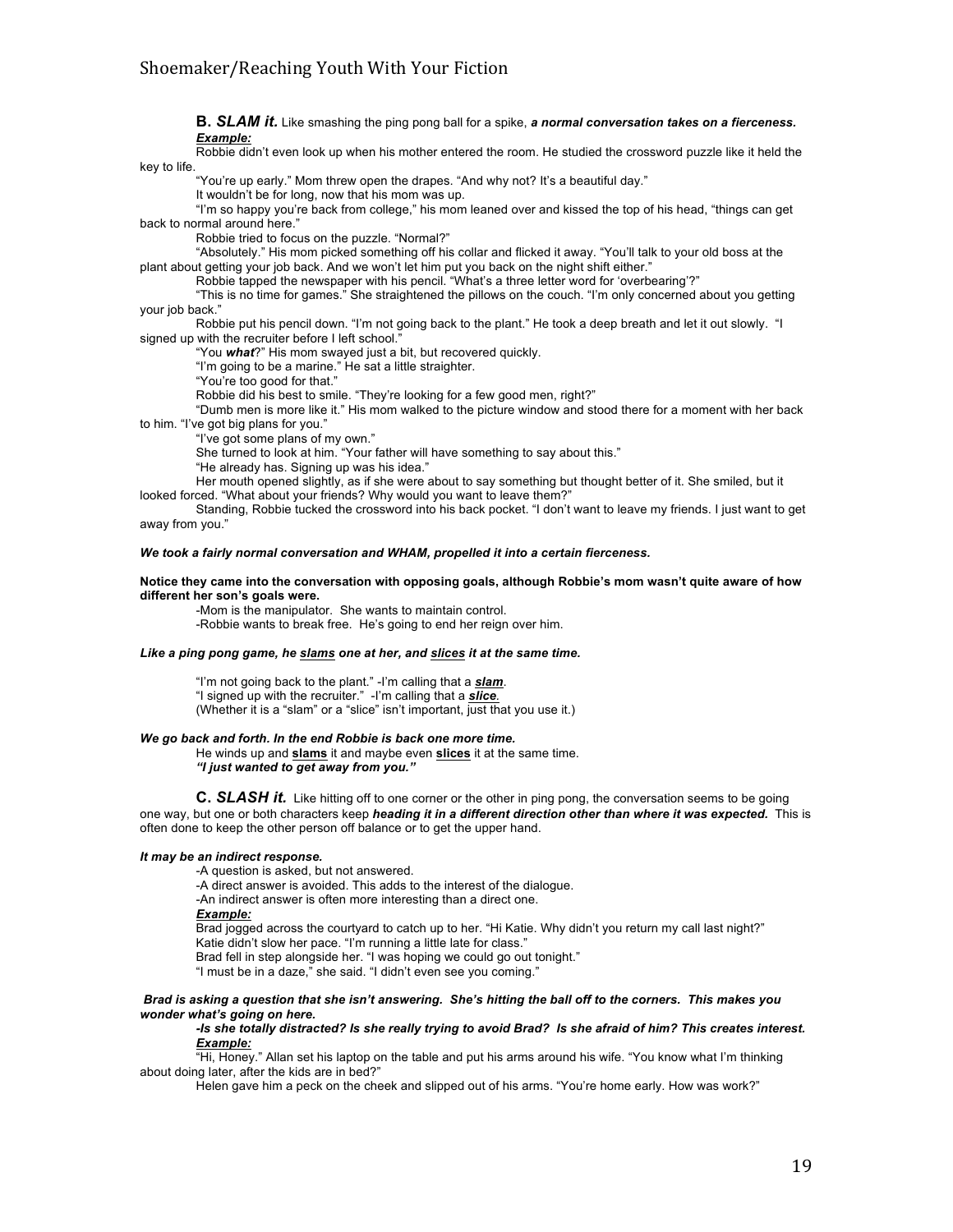**B. *SLAM it.*** Like smashing the ping pong ball for a spike, ***a normal conversation takes on a fierceness.***

***Example:***

Robbie didn't even look up when his mother entered the room. He studied the crossword puzzle like it held the key to life.

"You're up early." Mom threw open the drapes. "And why not? It's a beautiful day."

It wouldn't be for long, now that his mom was up.

"I'm so happy you're back from college," his mom leaned over and kissed the top of his head, "things can get back to normal around here."

Robbie tried to focus on the puzzle. "Normal?"

"Absolutely." His mom picked something off his collar and flicked it away. "You'll talk to your old boss at the plant about getting your job back. And we won't let him put you back on the night shift either."

Robbie tapped the newspaper with his pencil. "What's a three letter word for 'overbearing'?"

"This is no time for games." She straightened the pillows on the couch. "I'm only concerned about you getting your job back."

Robbie put his pencil down. "I'm not going back to the plant." He took a deep breath and let it out slowly. "I signed up with the recruiter before I left school."

"You ***what***?" His mom swayed just a bit, but recovered quickly.

"I'm going to be a marine." He sat a little straighter.

"You're too good for that."

Robbie did his best to smile. "They're looking for a few good men, right?"

"Dumb men is more like it." His mom walked to the picture window and stood there for a moment with her back to him. "I've got big plans for you."

"I've got some plans of my own."

She turned to look at him. "Your father will have something to say about this."

"He already has. Signing up was his idea."

Her mouth opened slightly, as if she were about to say something but thought better of it. She smiled, but it looked forced. "What about your friends? Why would you want to leave them?"

Standing, Robbie tucked the crossword into his back pocket. "I don't want to leave my friends. I just want to get away from you."

***We took a fairly normal conversation and WHAM, propelled it into a certain fierceness.***

**Notice they came into the conversation with opposing goals, although Robbie's mom wasn't quite aware of how different her son's goals were.**

-Mom is the manipulator. She wants to maintain control.
-Robbie wants to break free. He's going to end her reign over him.

***Like a ping pong game, he <u>slams</u> one at her, and <u>slices</u> it at the same time.***

"I'm not going back to the plant." -I'm calling that a ***<u>slam</u>***.
"I signed up with the recruiter." -I'm calling that a ***<u>slice</u>***.
(Whether it is a "slam" or a "slice" isn't important, just that you use it.)

***We go back and forth. In the end Robbie is back one more time.***

He winds up and **<u>slams</u>** it and maybe even **<u>slices</u>** it at the same time.
***"I just wanted to get away from you."***

**C. *SLASH it.*** Like hitting off to one corner or the other in ping pong, the conversation seems to be going one way, but one or both characters keep ***heading it in a different direction other than where it was expected.*** This is often done to keep the other person off balance or to get the upper hand.

***It may be an indirect response.***

-A question is asked, but not answered.
-A direct answer is avoided. This adds to the interest of the dialogue.
-An indirect answer is often more interesting than a direct one.

***Example:***

Brad jogged across the courtyard to catch up to her. "Hi Katie. Why didn't you return my call last night?"
Katie didn't slow her pace. "I'm running a little late for class."
Brad fell in step alongside her. "I was hoping we could go out tonight."
"I must be in a daze," she said. "I didn't even see you coming."

***Brad is asking a question that she isn't answering. She's hitting the ball off to the corners. This makes you wonder what's going on here.***

***-Is she totally distracted? Is she really trying to avoid Brad? Is she afraid of him? This creates interest.***

***Example:***

"Hi, Honey." Allan set his laptop on the table and put his arms around his wife. "You know what I'm thinking about doing later, after the kids are in bed?"

Helen gave him a peck on the cheek and slipped out of his arms. "You're home early. How was work?"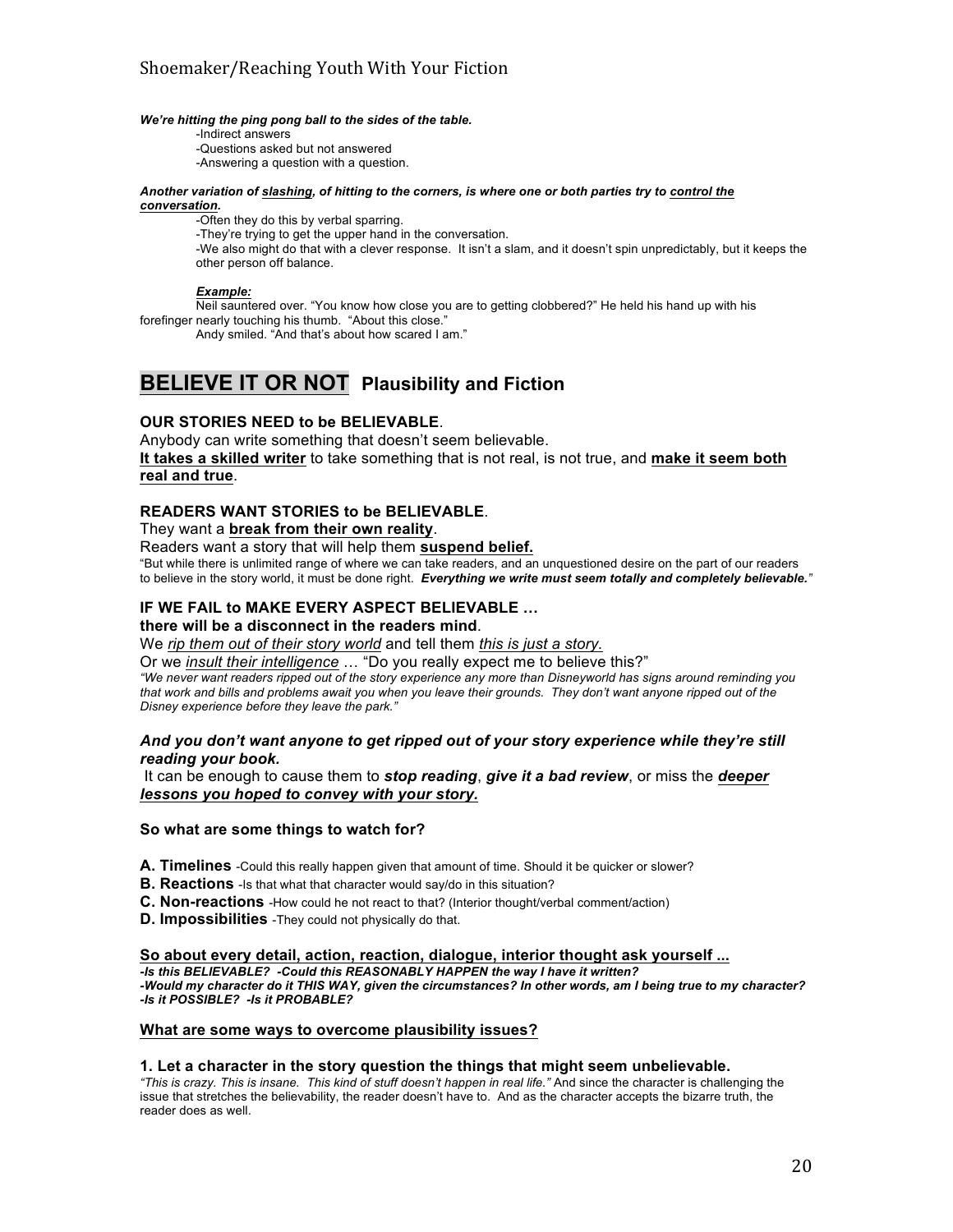***We're hitting the ping pong ball to the sides of the table.***

-Indirect answers
-Questions asked but not answered
-Answering a question with a question.

***Another variation of <u>slashing</u>, of hitting to the corners, is where one or both parties try to <u>control the conversation</u>.***

-Often they do this by verbal sparring.
-They're trying to get the upper hand in the conversation.
-We also might do that with a clever response. It isn't a slam, and it doesn't spin unpredictably, but it keeps the other person off balance.

***<u>Example:</u>***

Neil sauntered over. "You know how close you are to getting clobbered?" He held his hand up with his forefinger nearly touching his thumb. "About this close."
Andy smiled. "And that's about how scared I am."

## BELIEVE IT OR NOT Plausibility and Fiction

**OUR STORIES NEED to be BELIEVABLE**.
Anybody can write something that doesn't seem believable.
**<u>It takes a skilled writer</u>** to take something that is not real, is not true, and **<u>make it seem both real and true</u>**.

**READERS WANT STORIES to be BELIEVABLE**.
They want a **<u>break from their own reality</u>**.
Readers want a story that will help them **<u>suspend belief.</u>**
"But while there is unlimited range of where we can take readers, and an unquestioned desire on the part of our readers to believe in the story world, it must be done right. ***Everything we write must seem totally and completely believable.***"

**IF WE FAIL to MAKE EVERY ASPECT BELIEVABLE …**
**there will be a disconnect in the readers mind**.
We *<u>rip them out of their story world</u>* and tell them *<u>this is just a story.</u>*
Or we *<u>insult their intelligence</u>* … "Do you really expect me to believe this?"
*"We never want readers ripped out of the story experience any more than Disneyworld has signs around reminding you that work and bills and problems await you when you leave their grounds. They don't want anyone ripped out of the Disney experience before they leave the park."*

***And you don't want anyone to get ripped out of your story experience while they're still reading your book.***
It can be enough to cause them to ***stop reading***, ***give it a bad review***, or miss the ***<u>deeper lessons you hoped to convey with your story.</u>***

**So what are some things to watch for?**

**A. Timelines** -Could this really happen given that amount of time. Should it be quicker or slower?
**B. Reactions** -Is that what that character would say/do in this situation?
**C. Non-reactions** -How could he not react to that? (Interior thought/verbal comment/action)
**D. Impossibilities** -They could not physically do that.

**<u>So about every detail, action, reaction, dialogue, interior thought ask yourself ...</u>**
***-Is this BELIEVABLE? -Could this REASONABLY HAPPEN the way I have it written?***
***-Would my character do it THIS WAY, given the circumstances? In other words, am I being true to my character?***
***-Is it POSSIBLE? -Is it PROBABLE?***

**<u>What are some ways to overcome plausibility issues?</u>**

**1. Let a character in the story question the things that might seem unbelievable.**
*"This is crazy. This is insane. This kind of stuff doesn't happen in real life."* And since the character is challenging the issue that stretches the believability, the reader doesn't have to. And as the character accepts the bizarre truth, the reader does as well.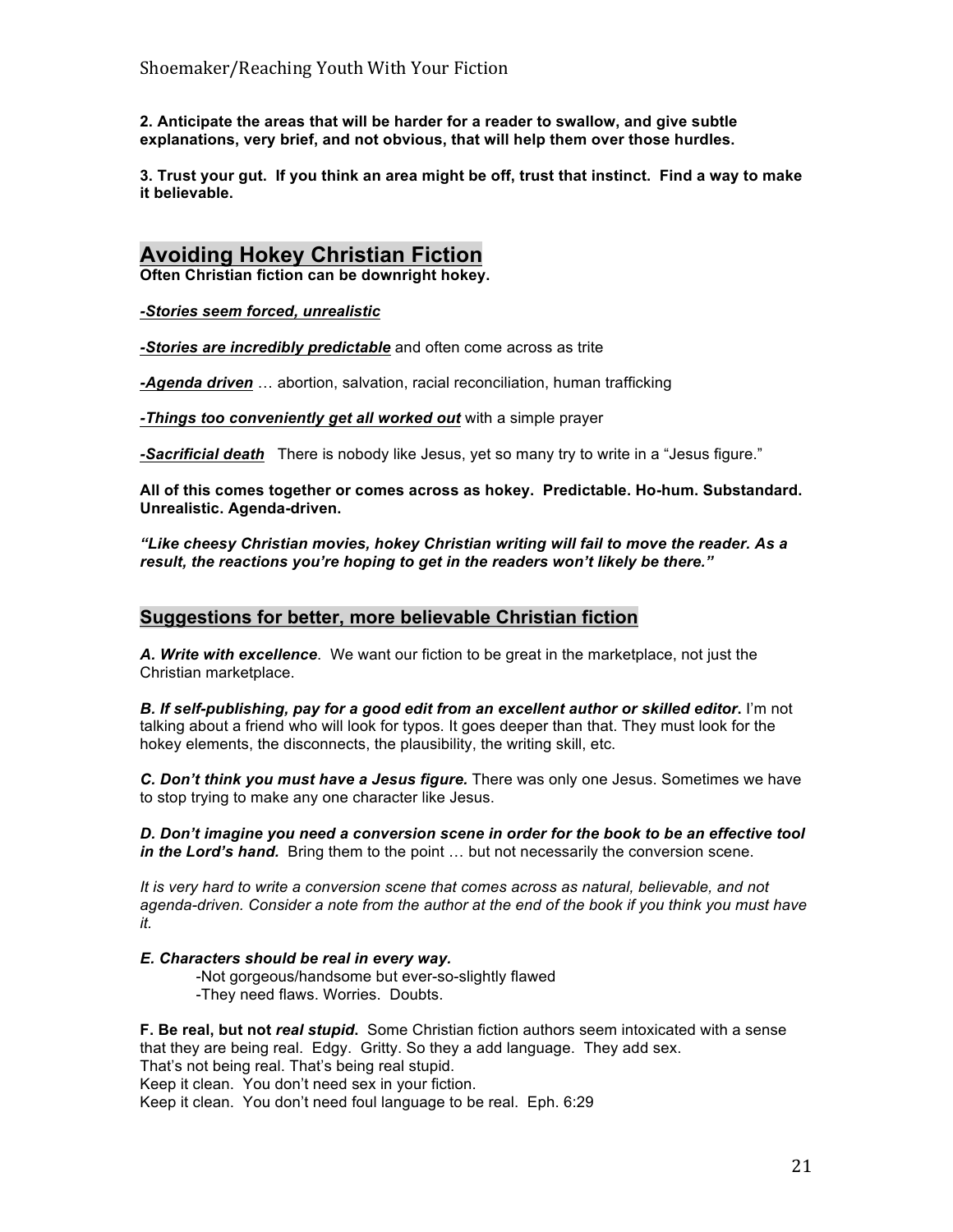**2. Anticipate the areas that will be harder for a reader to swallow, and give subtle explanations, very brief, and not obvious, that will help them over those hurdles.**

**3. Trust your gut. If you think an area might be off, trust that instinct. Find a way to make it believable.**

## Avoiding Hokey Christian Fiction

**Often Christian fiction can be downright hokey.**

***-Stories seem forced, unrealistic***

***-Stories are incredibly predictable*** and often come across as trite

***-Agenda driven*** … abortion, salvation, racial reconciliation, human trafficking

***-Things too conveniently get all worked out*** with a simple prayer

***-Sacrificial death*** There is nobody like Jesus, yet so many try to write in a "Jesus figure."

**All of this comes together or comes across as hokey. Predictable. Ho-hum. Substandard. Unrealistic. Agenda-driven.**

***"Like cheesy Christian movies, hokey Christian writing will fail to move the reader. As a result, the reactions you're hoping to get in the readers won't likely be there."***

## Suggestions for better, more believable Christian fiction

***A. Write with excellence***. We want our fiction to be great in the marketplace, not just the Christian marketplace.

***B. If self-publishing, pay for a good edit from an excellent author or skilled editor***. I'm not talking about a friend who will look for typos. It goes deeper than that. They must look for the hokey elements, the disconnects, the plausibility, the writing skill, etc.

***C. Don't think you must have a Jesus figure.*** There was only one Jesus. Sometimes we have to stop trying to make any one character like Jesus.

***D. Don't imagine you need a conversion scene in order for the book to be an effective tool in the Lord's hand.*** Bring them to the point … but not necessarily the conversion scene.

*It is very hard to write a conversion scene that comes across as natural, believable, and not agenda-driven. Consider a note from the author at the end of the book if you think you must have it.*

***E. Characters should be real in every way.***

- -Not gorgeous/handsome but ever-so-slightly flawed
- -They need flaws. Worries. Doubts.

**F. Be real, but not *real stupid*.** Some Christian fiction authors seem intoxicated with a sense that they are being real. Edgy. Gritty. So they a add language. They add sex.
That's not being real. That's being real stupid.
Keep it clean. You don't need sex in your fiction.
Keep it clean. You don't need foul language to be real. Eph. 6:29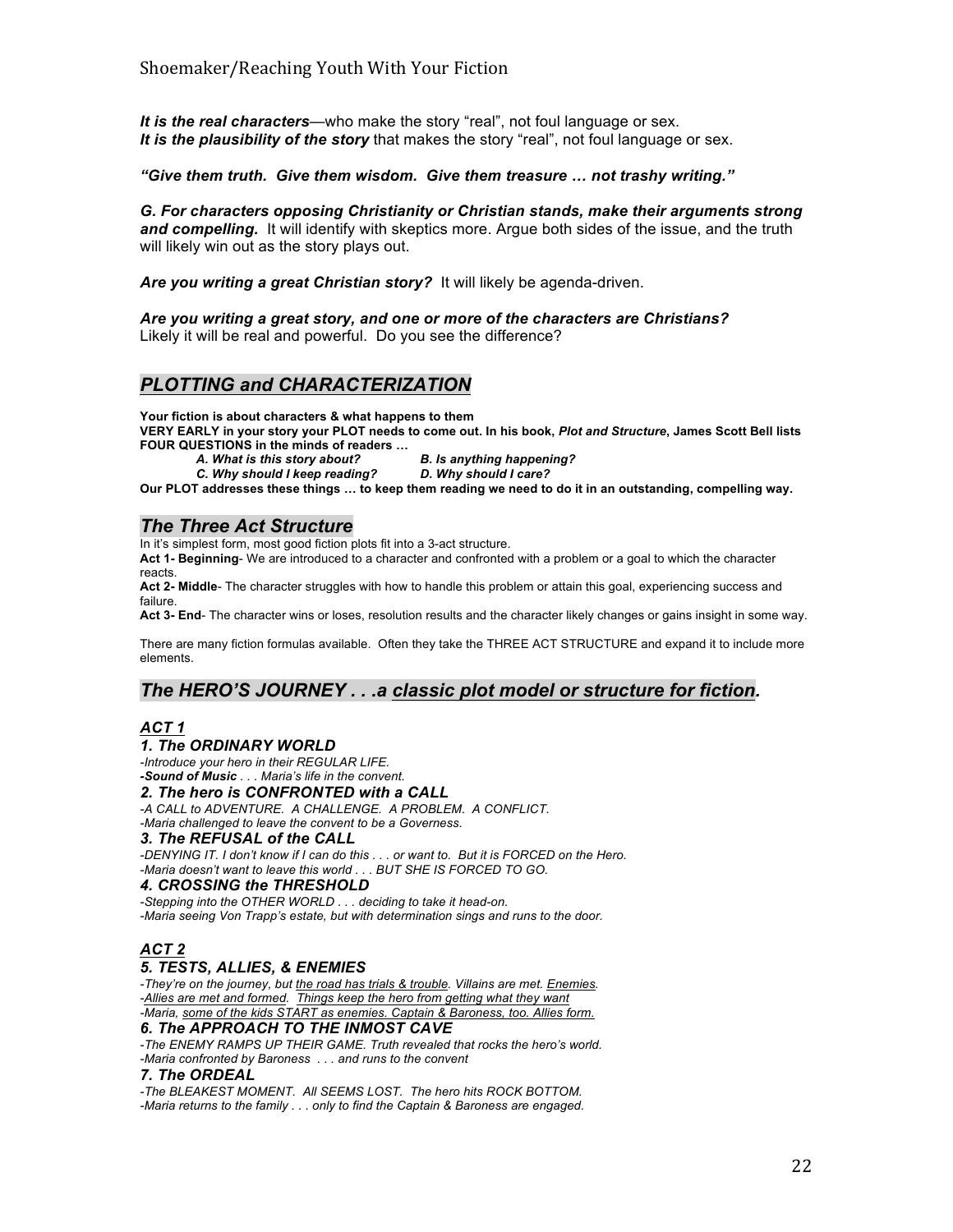***It is the real characters***—who make the story "real", not foul language or sex.
***It is the plausibility of the story*** that makes the story "real", not foul language or sex.

***"Give them truth. Give them wisdom. Give them treasure … not trashy writing."***

***G. For characters opposing Christianity or Christian stands, make their arguments strong and compelling.*** It will identify with skeptics more. Argue both sides of the issue, and the truth will likely win out as the story plays out.

***Are you writing a great Christian story?*** It will likely be agenda-driven.

***Are you writing a great story, and one or more of the characters are Christians?***
Likely it will be real and powerful. Do you see the difference?

## *PLOTTING and CHARACTERIZATION*

**Your fiction is about characters & what happens to them**
**VERY EARLY in your story your PLOT needs to come out. In his book, *Plot and Structure*, James Scott Bell lists FOUR QUESTIONS in the minds of readers …**

***A. What is this story about?*** ***B. Is anything happening?***
***C. Why should I keep reading?*** ***D. Why should I care?***

**Our PLOT addresses these things … to keep them reading we need to do it in an outstanding, compelling way.**

## *The Three Act Structure*

In it's simplest form, most good fiction plots fit into a 3-act structure.
**Act 1- Beginning**- We are introduced to a character and confronted with a problem or a goal to which the character reacts.
**Act 2- Middle**- The character struggles with how to handle this problem or attain this goal, experiencing success and failure.
**Act 3- End**- The character wins or loses, resolution results and the character likely changes or gains insight in some way.

There are many fiction formulas available. Often they take the THREE ACT STRUCTURE and expand it to include more elements.

## *The HERO'S JOURNEY . . .a classic plot model or structure for fiction.*

### *ACT 1*

#### *1. The ORDINARY WORLD*

*-Introduce your hero in their REGULAR LIFE.*
***-Sound of Music** . . . Maria's life in the convent.*

#### *2. The hero is CONFRONTED with a CALL*

*-A CALL to ADVENTURE. A CHALLENGE. A PROBLEM. A CONFLICT.*
*-Maria challenged to leave the convent to be a Governess.*

#### *3. The REFUSAL of the CALL*

*-DENYING IT. I don't know if I can do this . . . or want to. But it is FORCED on the Hero.*
*-Maria doesn't want to leave this world . . . BUT SHE IS FORCED TO GO.*

#### *4. CROSSING the THRESHOLD*

*-Stepping into the OTHER WORLD . . . deciding to take it head-on.*
*-Maria seeing Von Trapp's estate, but with determination sings and runs to the door.*

### *ACT 2*

#### *5. TESTS, ALLIES, & ENEMIES*

*-They're on the journey, but <u>the road has trials & trouble</u>. Villains are met. <u>Enemies</u>.*
*-<u>Allies are met and formed</u>. <u>Things keep the hero from getting what they want</u>*
*-Maria, <u>some of the kids START as enemies. Captain & Baroness, too. Allies form.</u>*

#### *6. The APPROACH TO THE INMOST CAVE*

*-The ENEMY RAMPS UP THEIR GAME. Truth revealed that rocks the hero's world.*
*-Maria confronted by Baroness . . . and runs to the convent*

#### *7. The ORDEAL*

*-The BLEAKEST MOMENT. All SEEMS LOST. The hero hits ROCK BOTTOM.*
*-Maria returns to the family . . . only to find the Captain & Baroness are engaged.*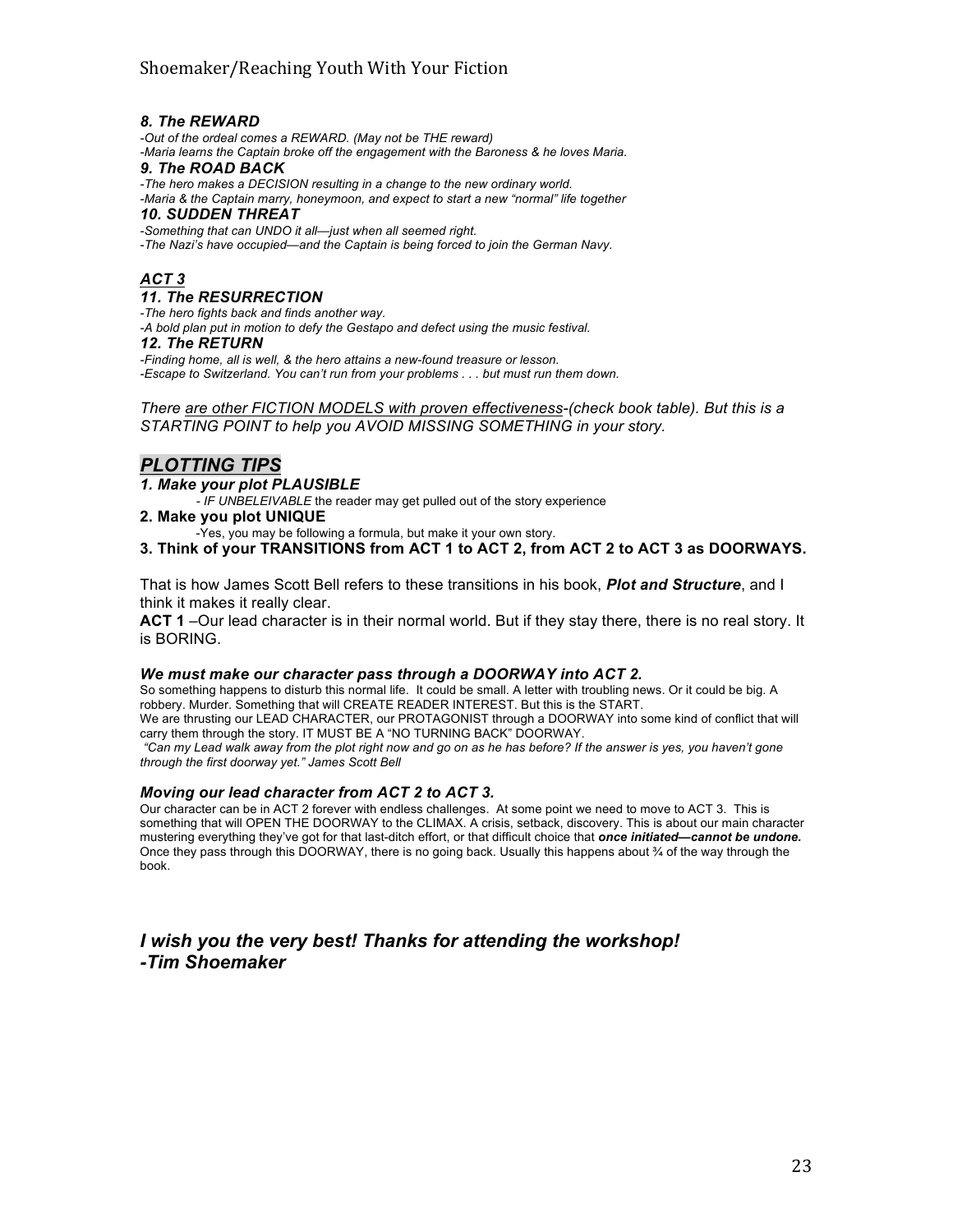### *8. The REWARD*

*-Out of the ordeal comes a REWARD. (May not be THE reward)*
*-Maria learns the Captain broke off the engagement with the Baroness & he loves Maria.*

### *9. The ROAD BACK*

*-The hero makes a DECISION resulting in a change to the new ordinary world.*
*-Maria & the Captain marry, honeymoon, and expect to start a new "normal" life together*

### *10. SUDDEN THREAT*

*-Something that can UNDO it all—just when all seemed right.*
*-The Nazi's have occupied—and the Captain is being forced to join the German Navy.*

## ***<u>ACT 3</u>***

### *11. The RESURRECTION*

*-The hero fights back and finds another way.*
*-A bold plan put in motion to defy the Gestapo and defect using the music festival.*

### *12. The RETURN*

*-Finding home, all is well, & the hero attains a new-found treasure or lesson.*
*-Escape to Switzerland. You can't run from your problems . . . but must run them down.*

*There <u>are other FICTION MODELS with proven effectiveness</u>-(check book table). But this is a STARTING POINT to help you AVOID MISSING SOMETHING in your story.*

## ***<u>PLOTTING TIPS</u>***

***1. Make your plot PLAUSIBLE***

- *IF UNBELEIVABLE* the reader may get pulled out of the story experience

**2. Make you plot UNIQUE**

-Yes, you may be following a formula, but make it your own story.

**3. Think of your TRANSITIONS from ACT 1 to ACT 2, from ACT 2 to ACT 3 as DOORWAYS.**

That is how James Scott Bell refers to these transitions in his book, ***Plot and Structure***, and I think it makes it really clear.

**ACT 1** –Our lead character is in their normal world. But if they stay there, there is no real story. It is BORING.

#### *We must make our character pass through a DOORWAY into ACT 2.*

So something happens to disturb this normal life. It could be small. A letter with troubling news. Or it could be big. A robbery. Murder. Something that will CREATE READER INTEREST. But this is the START.

We are thrusting our LEAD CHARACTER, our PROTAGONIST through a DOORWAY into some kind of conflict that will carry them through the story. IT MUST BE A "NO TURNING BACK" DOORWAY.

*"Can my Lead walk away from the plot right now and go on as he has before? If the answer is yes, you haven't gone through the first doorway yet." James Scott Bell*

#### *Moving our lead character from ACT 2 to ACT 3.*

Our character can be in ACT 2 forever with endless challenges. At some point we need to move to ACT 3. This is something that will OPEN THE DOORWAY to the CLIMAX. A crisis, setback, discovery. This is about our main character mustering everything they've got for that last-ditch effort, or that difficult choice that ***once initiated—cannot be undone.*** Once they pass through this DOORWAY, there is no going back. Usually this happens about ¾ of the way through the book.

## *I wish you the very best! Thanks for attending the workshop!*
## *-Tim Shoemaker*